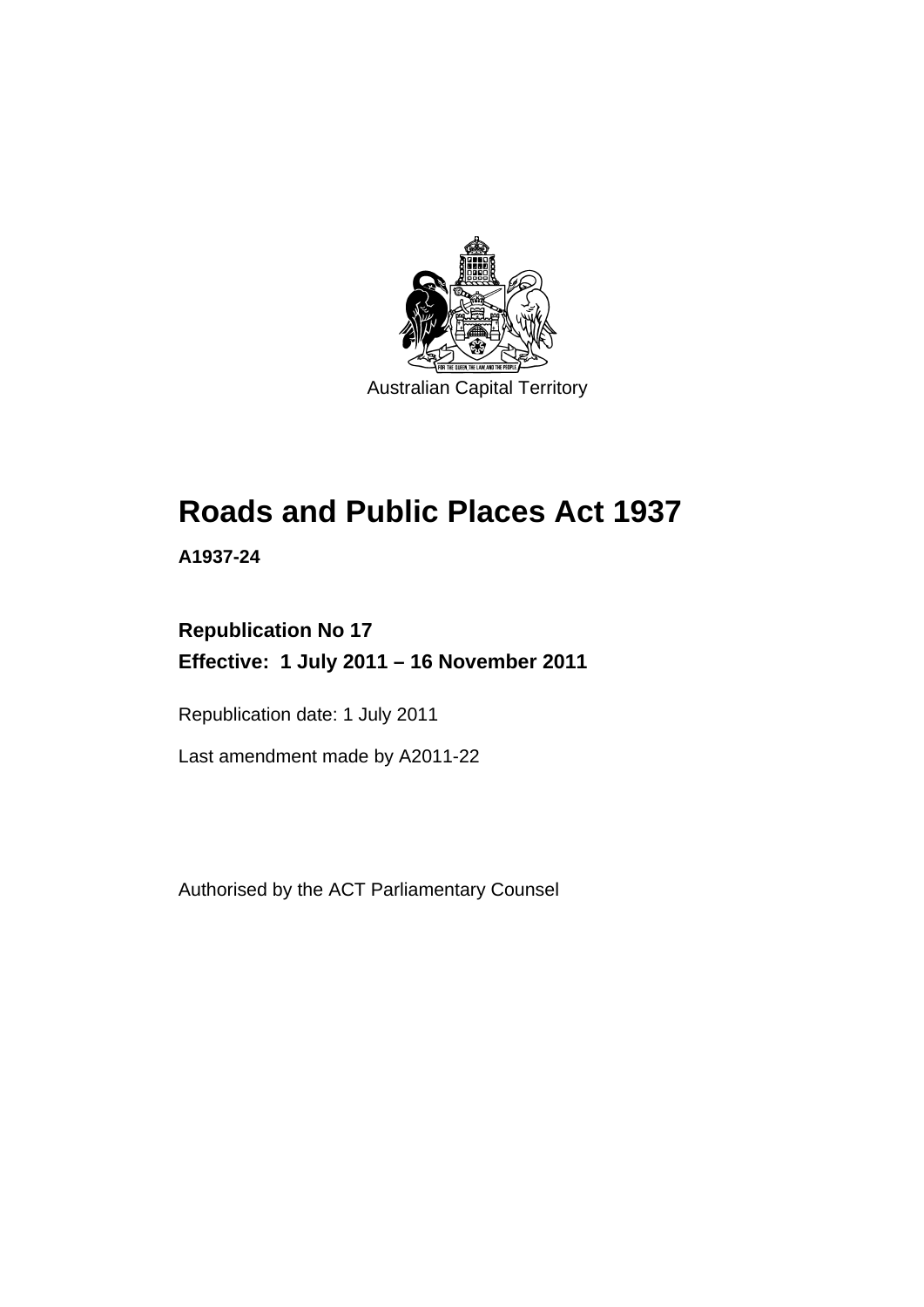Australian Capital Territory

# Roads and Public Places Act 1937

**A1937-24**

**Republication No 17**
**Effective: 1 July 2011 – 16 November 2011**

Republication date: 1 July 2011

Last amendment made by A2011-22

Authorised by the ACT Parliamentary Counsel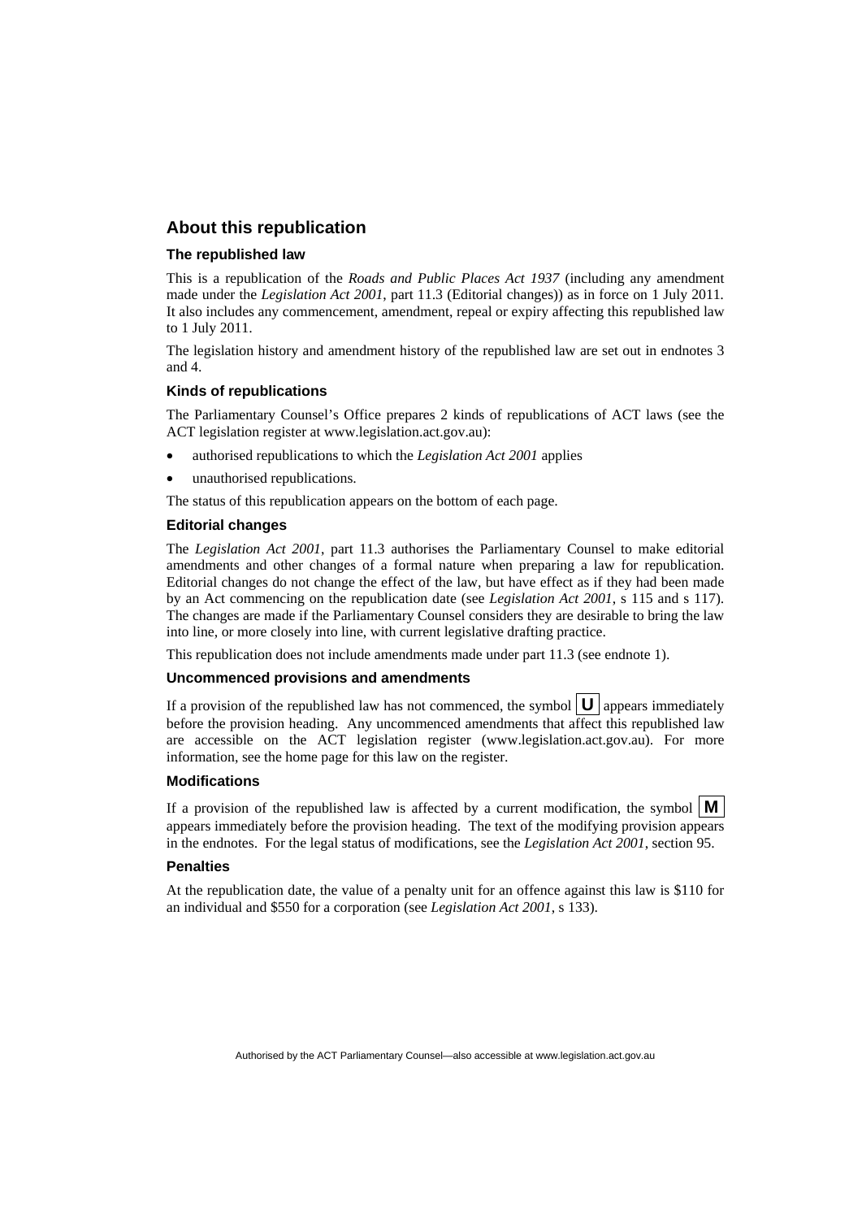## About this republication

### The republished law

This is a republication of the *Roads and Public Places Act 1937* (including any amendment made under the *Legislation Act 2001*, part 11.3 (Editorial changes)) as in force on 1 July 2011. It also includes any commencement, amendment, repeal or expiry affecting this republished law to 1 July 2011.

The legislation history and amendment history of the republished law are set out in endnotes 3 and 4.

### Kinds of republications

The Parliamentary Counsel's Office prepares 2 kinds of republications of ACT laws (see the ACT legislation register at www.legislation.act.gov.au):

- authorised republications to which the *Legislation Act 2001* applies
- unauthorised republications.

The status of this republication appears on the bottom of each page.

### Editorial changes

The *Legislation Act 2001*, part 11.3 authorises the Parliamentary Counsel to make editorial amendments and other changes of a formal nature when preparing a law for republication. Editorial changes do not change the effect of the law, but have effect as if they had been made by an Act commencing on the republication date (see *Legislation Act 2001*, s 115 and s 117). The changes are made if the Parliamentary Counsel considers they are desirable to bring the law into line, or more closely into line, with current legislative drafting practice.

This republication does not include amendments made under part 11.3 (see endnote 1).

### Uncommenced provisions and amendments

If a provision of the republished law has not commenced, the symbol **U** appears immediately before the provision heading. Any uncommenced amendments that affect this republished law are accessible on the ACT legislation register (www.legislation.act.gov.au). For more information, see the home page for this law on the register.

### Modifications

If a provision of the republished law is affected by a current modification, the symbol **M** appears immediately before the provision heading. The text of the modifying provision appears in the endnotes. For the legal status of modifications, see the *Legislation Act 2001*, section 95.

### Penalties

At the republication date, the value of a penalty unit for an offence against this law is $110 for an individual and $550 for a corporation (see *Legislation Act 2001*, s 133).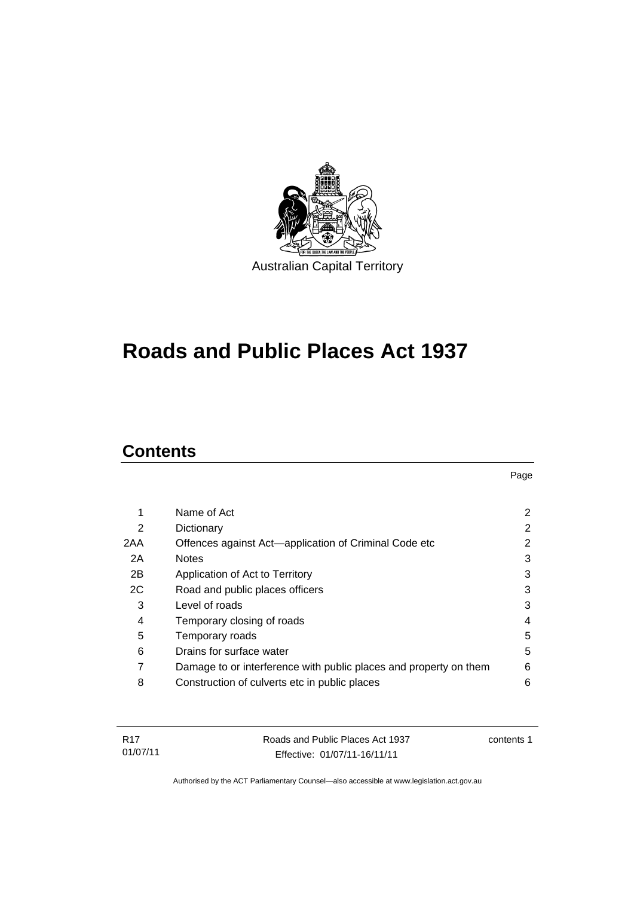Australian Capital Territory

# Roads and Public Places Act 1937

## Contents

| | | Page |
|---|---|---|
| 1 | Name of Act | 2 |
| 2 | Dictionary | 2 |
| 2AA | Offences against Act—application of Criminal Code etc | 2 |
| 2A | Notes | 3 |
| 2B | Application of Act to Territory | 3 |
| 2C | Road and public places officers | 3 |
| 3 | Level of roads | 3 |
| 4 | Temporary closing of roads | 4 |
| 5 | Temporary roads | 5 |
| 6 | Drains for surface water | 5 |
| 7 | Damage to or interference with public places and property on them | 6 |
| 8 | Construction of culverts etc in public places | 6 |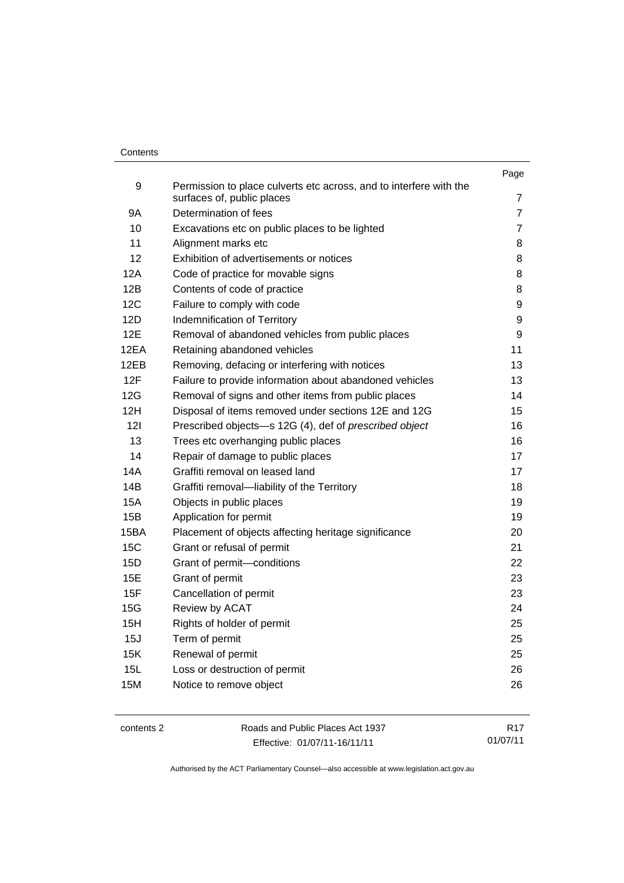| | | Page |
|---|---|---|
| 9 | Permission to place culverts etc across, and to interfere with the surfaces of, public places | 7 |
| 9A | Determination of fees | 7 |
| 10 | Excavations etc on public places to be lighted | 7 |
| 11 | Alignment marks etc | 8 |
| 12 | Exhibition of advertisements or notices | 8 |
| 12A | Code of practice for movable signs | 8 |
| 12B | Contents of code of practice | 8 |
| 12C | Failure to comply with code | 9 |
| 12D | Indemnification of Territory | 9 |
| 12E | Removal of abandoned vehicles from public places | 9 |
| 12EA | Retaining abandoned vehicles | 11 |
| 12EB | Removing, defacing or interfering with notices | 13 |
| 12F | Failure to provide information about abandoned vehicles | 13 |
| 12G | Removal of signs and other items from public places | 14 |
| 12H | Disposal of items removed under sections 12E and 12G | 15 |
| 12I | Prescribed objects—s 12G (4), def of *prescribed object* | 16 |
| 13 | Trees etc overhanging public places | 16 |
| 14 | Repair of damage to public places | 17 |
| 14A | Graffiti removal on leased land | 17 |
| 14B | Graffiti removal—liability of the Territory | 18 |
| 15A | Objects in public places | 19 |
| 15B | Application for permit | 19 |
| 15BA | Placement of objects affecting heritage significance | 20 |
| 15C | Grant or refusal of permit | 21 |
| 15D | Grant of permit—conditions | 22 |
| 15E | Grant of permit | 23 |
| 15F | Cancellation of permit | 23 |
| 15G | Review by ACAT | 24 |
| 15H | Rights of holder of permit | 25 |
| 15J | Term of permit | 25 |
| 15K | Renewal of permit | 25 |
| 15L | Loss or destruction of permit | 26 |
| 15M | Notice to remove object | 26 |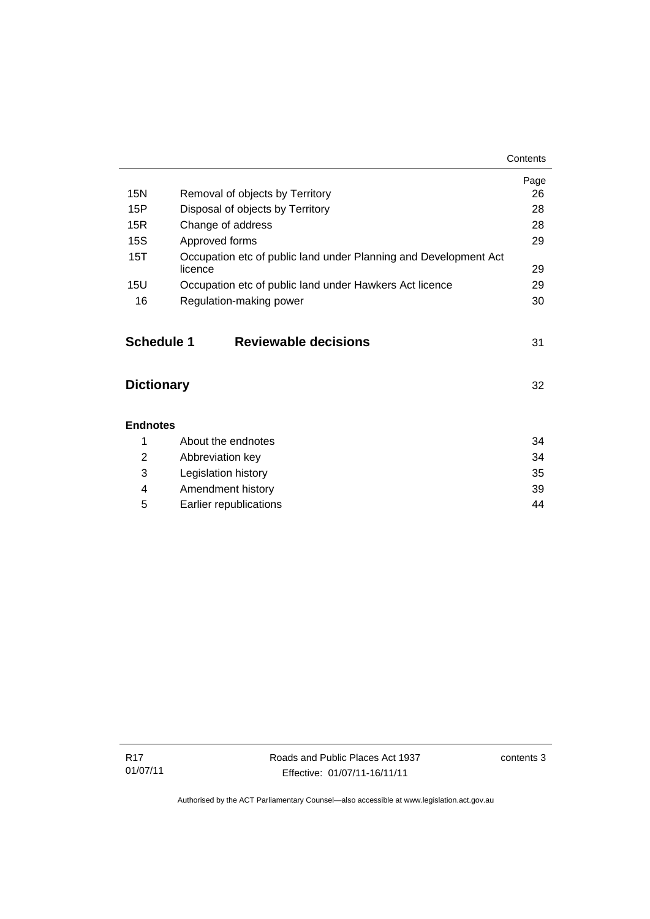| | | Page |
|---|---|---|
| 15N | Removal of objects by Territory | 26 |
| 15P | Disposal of objects by Territory | 28 |
| 15R | Change of address | 28 |
| 15S | Approved forms | 29 |
| 15T | Occupation etc of public land under Planning and Development Act licence | 29 |
| 15U | Occupation etc of public land under Hawkers Act licence | 29 |
| 16 | Regulation-making power | 30 |

**Schedule 1 Reviewable decisions** 31

**Dictionary** 32

**Endnotes**

| | | |
|---|---|---|
| 1 | About the endnotes | 34 |
| 2 | Abbreviation key | 34 |
| 3 | Legislation history | 35 |
| 4 | Amendment history | 39 |
| 5 | Earlier republications | 44 |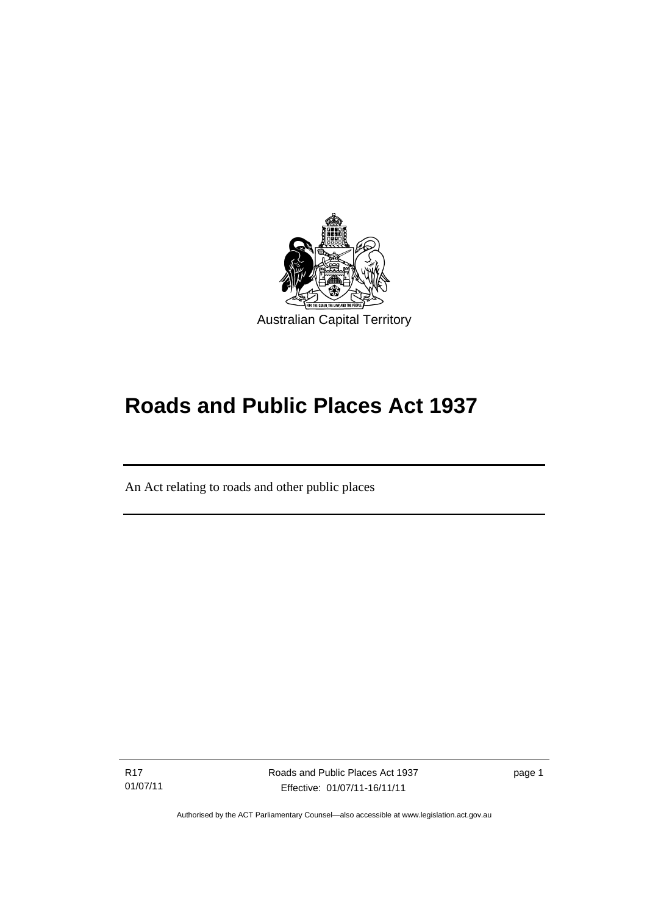Australian Capital Territory

# Roads and Public Places Act 1937

An Act relating to roads and other public places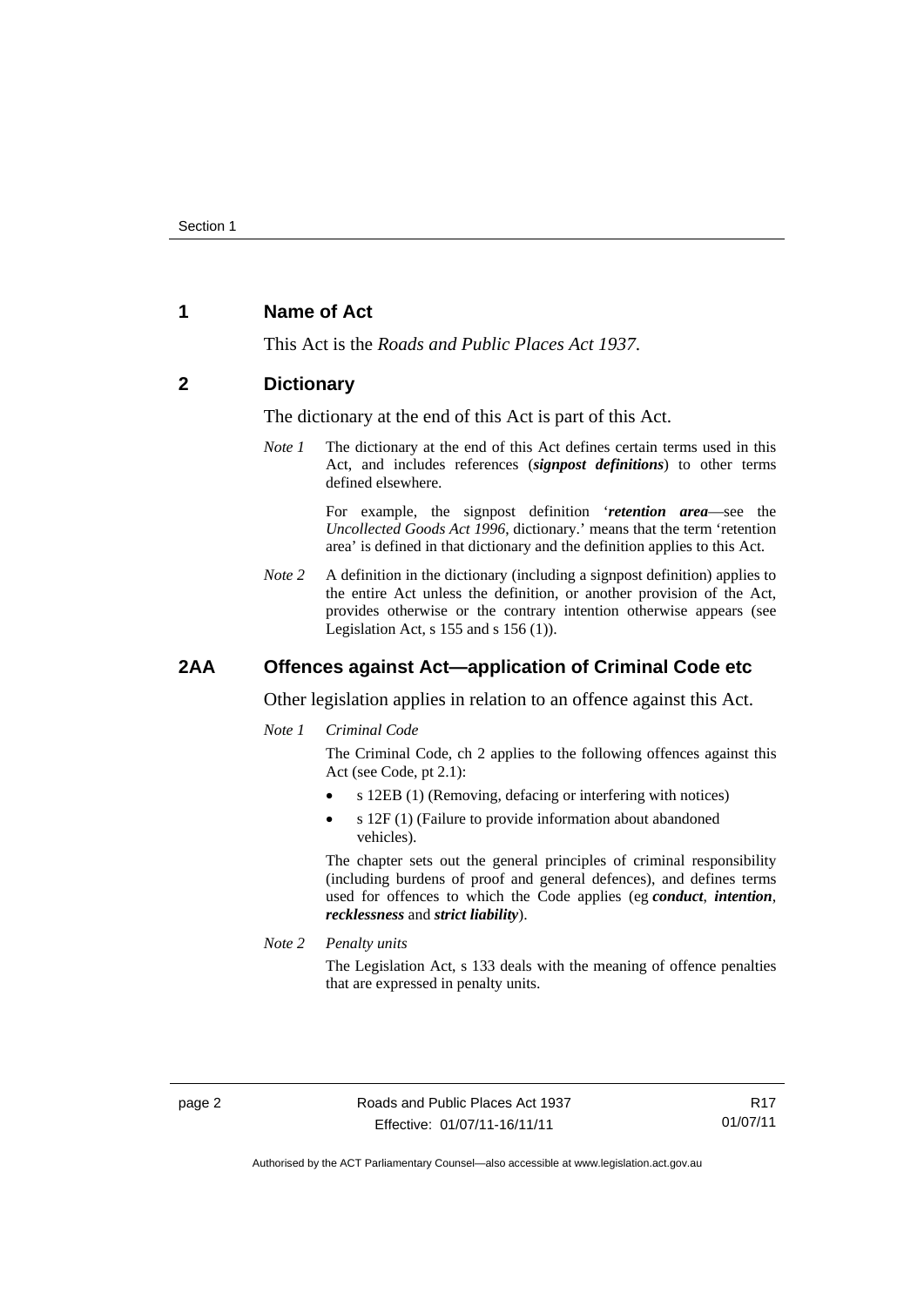## 1 Name of Act

This Act is the *Roads and Public Places Act 1937*.

## 2 Dictionary

The dictionary at the end of this Act is part of this Act.

*Note 1* The dictionary at the end of this Act defines certain terms used in this Act, and includes references (***signpost definitions***) to other terms defined elsewhere.

For example, the signpost definition '***retention area***—see the *Uncollected Goods Act 1996*, dictionary.' means that the term 'retention area' is defined in that dictionary and the definition applies to this Act.

*Note 2* A definition in the dictionary (including a signpost definition) applies to the entire Act unless the definition, or another provision of the Act, provides otherwise or the contrary intention otherwise appears (see Legislation Act, s 155 and s 156 (1)).

## 2AA Offences against Act—application of Criminal Code etc

Other legislation applies in relation to an offence against this Act.

*Note 1* *Criminal Code*

The Criminal Code, ch 2 applies to the following offences against this Act (see Code, pt 2.1):

- s 12EB (1) (Removing, defacing or interfering with notices)
- s 12F (1) (Failure to provide information about abandoned vehicles).

The chapter sets out the general principles of criminal responsibility (including burdens of proof and general defences), and defines terms used for offences to which the Code applies (eg ***conduct***, ***intention***, ***recklessness*** and ***strict liability***).

*Note 2* *Penalty units*

The Legislation Act, s 133 deals with the meaning of offence penalties that are expressed in penalty units.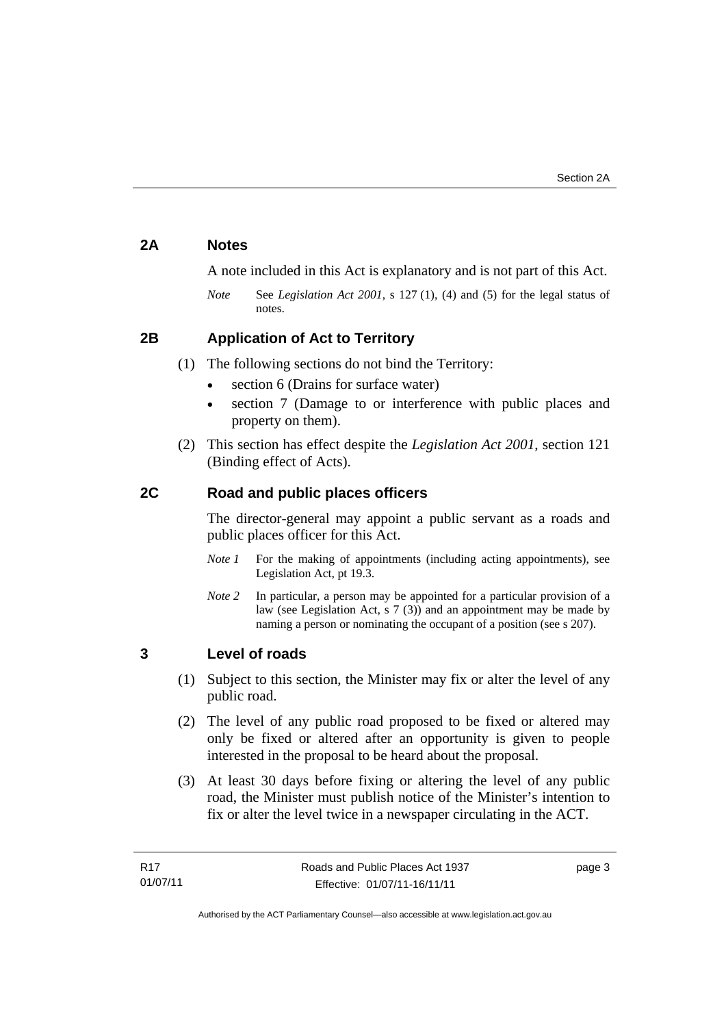## 2A Notes

A note included in this Act is explanatory and is not part of this Act.

*Note* See *Legislation Act 2001*, s 127 (1), (4) and (5) for the legal status of notes.

## 2B Application of Act to Territory

(1) The following sections do not bind the Territory:

- section 6 (Drains for surface water)
- section 7 (Damage to or interference with public places and property on them).

(2) This section has effect despite the *Legislation Act 2001*, section 121 (Binding effect of Acts).

## 2C Road and public places officers

The director-general may appoint a public servant as a roads and public places officer for this Act.

*Note 1* For the making of appointments (including acting appointments), see Legislation Act, pt 19.3.

*Note 2* In particular, a person may be appointed for a particular provision of a law (see Legislation Act, s 7 (3)) and an appointment may be made by naming a person or nominating the occupant of a position (see s 207).

## 3 Level of roads

(1) Subject to this section, the Minister may fix or alter the level of any public road.

(2) The level of any public road proposed to be fixed or altered may only be fixed or altered after an opportunity is given to people interested in the proposal to be heard about the proposal.

(3) At least 30 days before fixing or altering the level of any public road, the Minister must publish notice of the Minister's intention to fix or alter the level twice in a newspaper circulating in the ACT.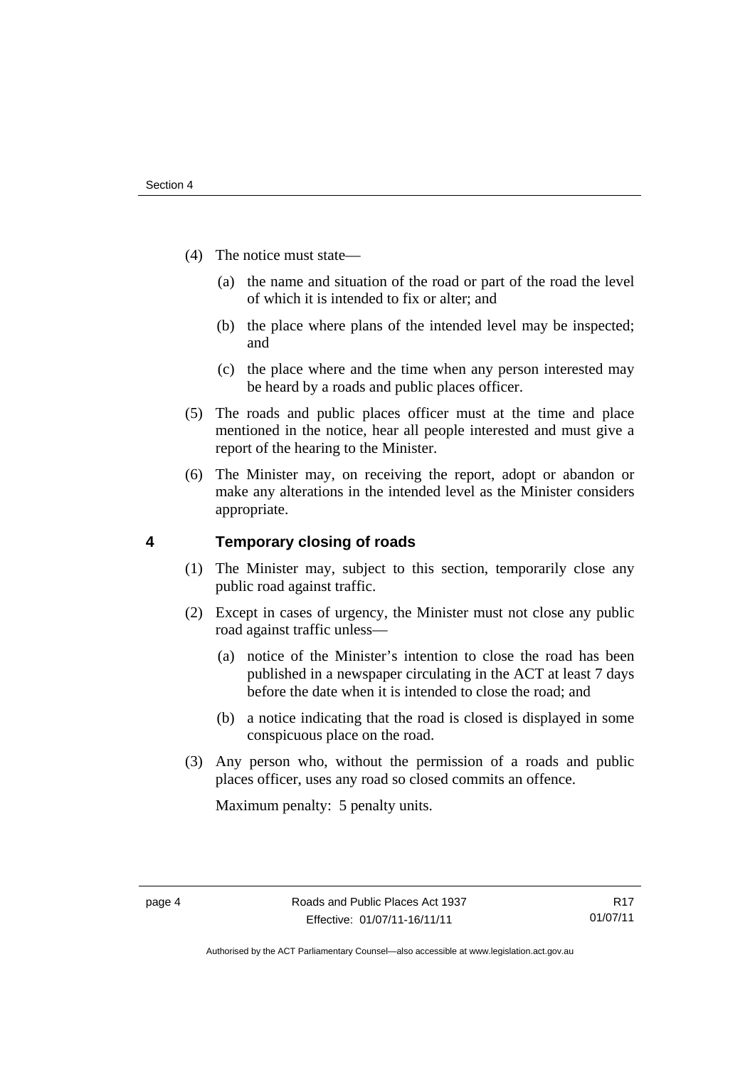(4) The notice must state—

(a) the name and situation of the road or part of the road the level of which it is intended to fix or alter; and

(b) the place where plans of the intended level may be inspected; and

(c) the place where and the time when any person interested may be heard by a roads and public places officer.

(5) The roads and public places officer must at the time and place mentioned in the notice, hear all people interested and must give a report of the hearing to the Minister.

(6) The Minister may, on receiving the report, adopt or abandon or make any alterations in the intended level as the Minister considers appropriate.

## 4 Temporary closing of roads

(1) The Minister may, subject to this section, temporarily close any public road against traffic.

(2) Except in cases of urgency, the Minister must not close any public road against traffic unless—

(a) notice of the Minister's intention to close the road has been published in a newspaper circulating in the ACT at least 7 days before the date when it is intended to close the road; and

(b) a notice indicating that the road is closed is displayed in some conspicuous place on the road.

(3) Any person who, without the permission of a roads and public places officer, uses any road so closed commits an offence.

Maximum penalty: 5 penalty units.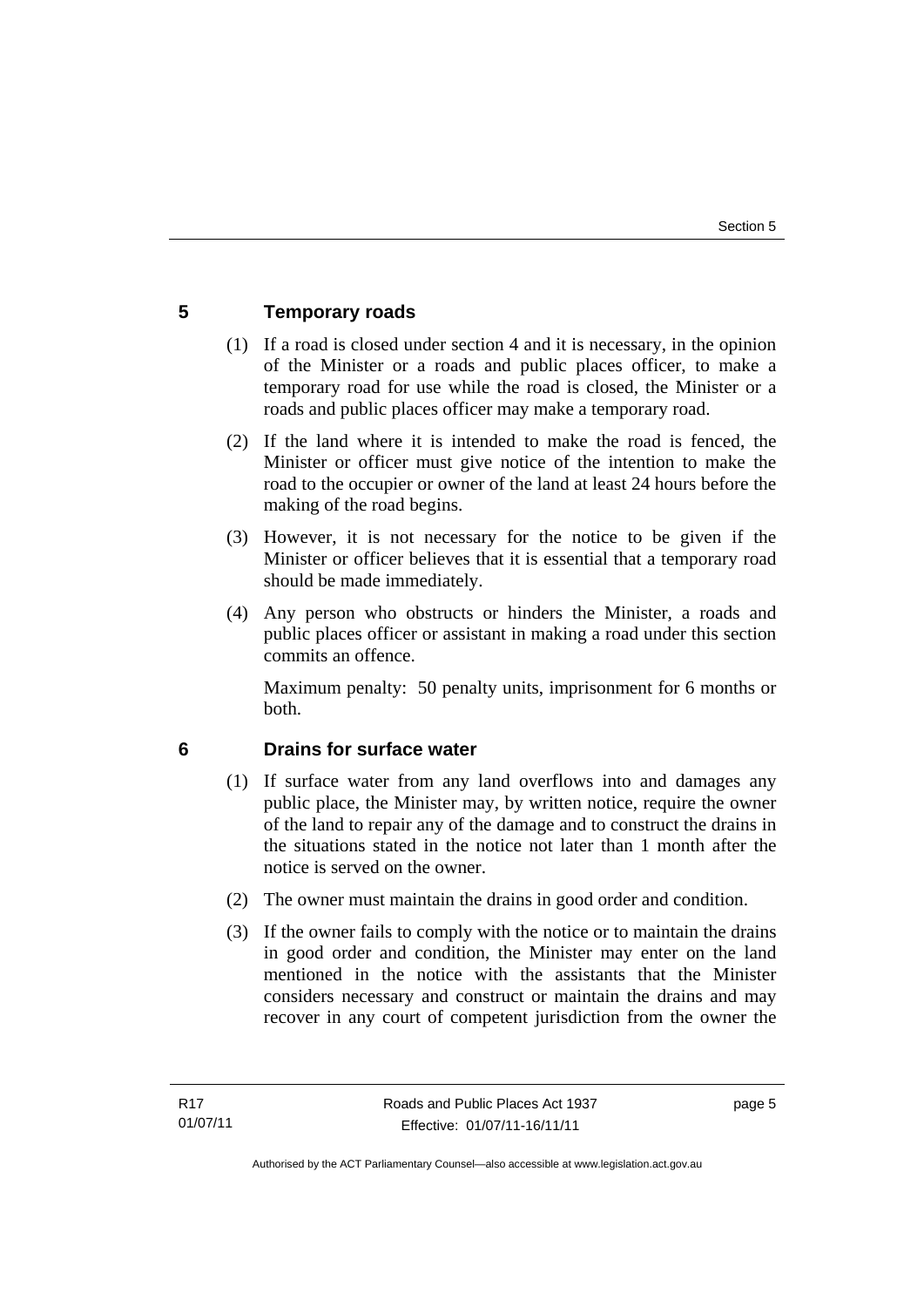## 5 Temporary roads

(1) If a road is closed under section 4 and it is necessary, in the opinion of the Minister or a roads and public places officer, to make a temporary road for use while the road is closed, the Minister or a roads and public places officer may make a temporary road.

(2) If the land where it is intended to make the road is fenced, the Minister or officer must give notice of the intention to make the road to the occupier or owner of the land at least 24 hours before the making of the road begins.

(3) However, it is not necessary for the notice to be given if the Minister or officer believes that it is essential that a temporary road should be made immediately.

(4) Any person who obstructs or hinders the Minister, a roads and public places officer or assistant in making a road under this section commits an offence.

Maximum penalty: 50 penalty units, imprisonment for 6 months or both.

## 6 Drains for surface water

(1) If surface water from any land overflows into and damages any public place, the Minister may, by written notice, require the owner of the land to repair any of the damage and to construct the drains in the situations stated in the notice not later than 1 month after the notice is served on the owner.

(2) The owner must maintain the drains in good order and condition.

(3) If the owner fails to comply with the notice or to maintain the drains in good order and condition, the Minister may enter on the land mentioned in the notice with the assistants that the Minister considers necessary and construct or maintain the drains and may recover in any court of competent jurisdiction from the owner the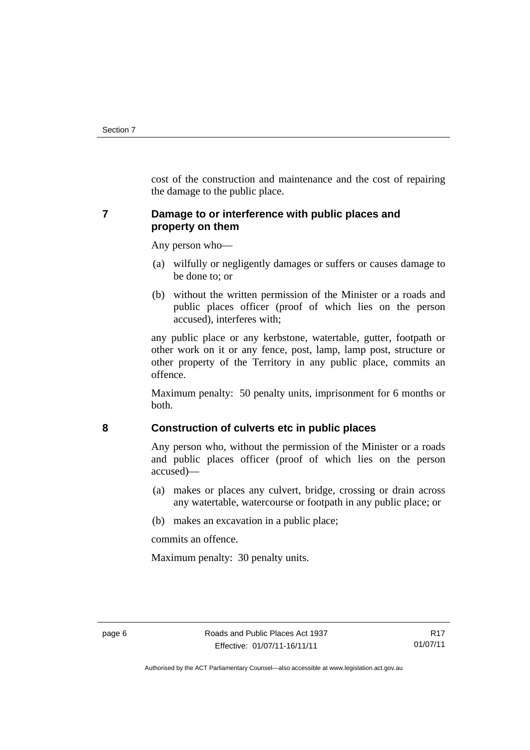cost of the construction and maintenance and the cost of repairing the damage to the public place.

## 7 Damage to or interference with public places and property on them

Any person who—

(a) wilfully or negligently damages or suffers or causes damage to be done to; or

(b) without the written permission of the Minister or a roads and public places officer (proof of which lies on the person accused), interferes with;

any public place or any kerbstone, watertable, gutter, footpath or other work on it or any fence, post, lamp, lamp post, structure or other property of the Territory in any public place, commits an offence.

Maximum penalty: 50 penalty units, imprisonment for 6 months or both.

## 8 Construction of culverts etc in public places

Any person who, without the permission of the Minister or a roads and public places officer (proof of which lies on the person accused)—

(a) makes or places any culvert, bridge, crossing or drain across any watertable, watercourse or footpath in any public place; or

(b) makes an excavation in a public place;

commits an offence.

Maximum penalty: 30 penalty units.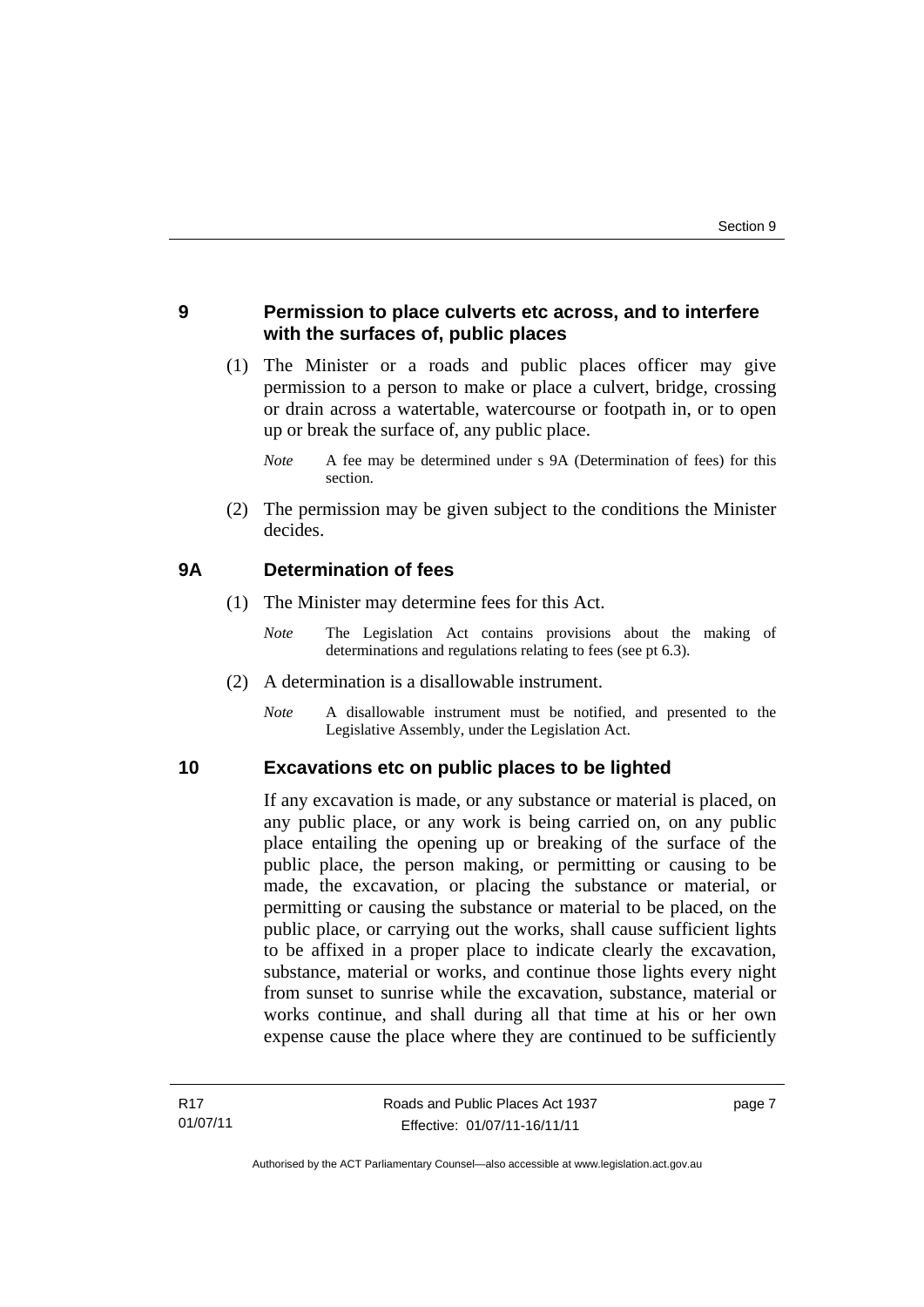## 9 Permission to place culverts etc across, and to interfere with the surfaces of, public places

(1) The Minister or a roads and public places officer may give permission to a person to make or place a culvert, bridge, crossing or drain across a watertable, watercourse or footpath in, or to open up or break the surface of, any public place.

*Note* A fee may be determined under s 9A (Determination of fees) for this section.

(2) The permission may be given subject to the conditions the Minister decides.

## 9A Determination of fees

(1) The Minister may determine fees for this Act.

*Note* The Legislation Act contains provisions about the making of determinations and regulations relating to fees (see pt 6.3).

(2) A determination is a disallowable instrument.

*Note* A disallowable instrument must be notified, and presented to the Legislative Assembly, under the Legislation Act.

## 10 Excavations etc on public places to be lighted

If any excavation is made, or any substance or material is placed, on any public place, or any work is being carried on, on any public place entailing the opening up or breaking of the surface of the public place, the person making, or permitting or causing to be made, the excavation, or placing the substance or material, or permitting or causing the substance or material to be placed, on the public place, or carrying out the works, shall cause sufficient lights to be affixed in a proper place to indicate clearly the excavation, substance, material or works, and continue those lights every night from sunset to sunrise while the excavation, substance, material or works continue, and shall during all that time at his or her own expense cause the place where they are continued to be sufficiently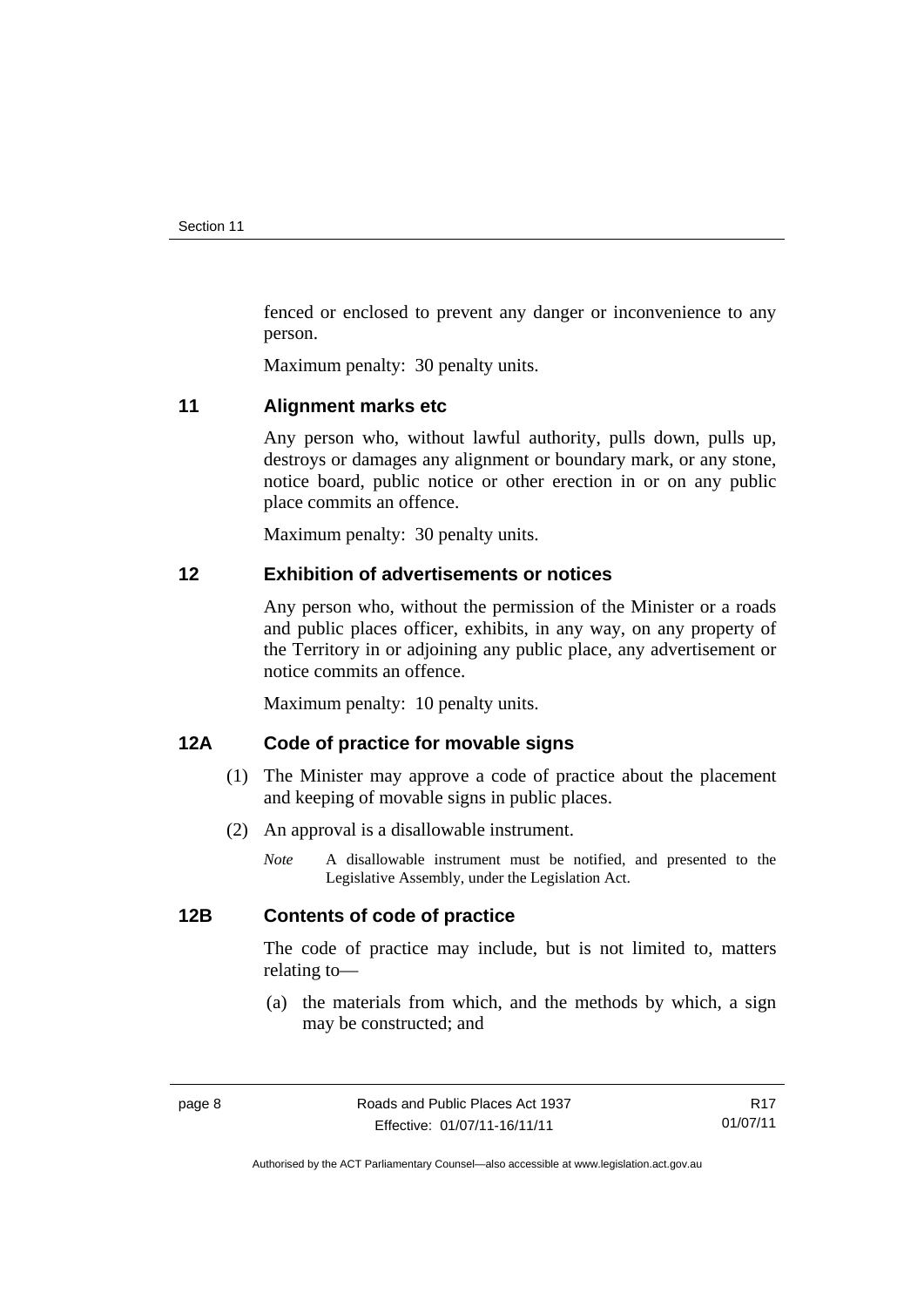fenced or enclosed to prevent any danger or inconvenience to any person.

Maximum penalty: 30 penalty units.

## 11 Alignment marks etc

Any person who, without lawful authority, pulls down, pulls up, destroys or damages any alignment or boundary mark, or any stone, notice board, public notice or other erection in or on any public place commits an offence.

Maximum penalty: 30 penalty units.

## 12 Exhibition of advertisements or notices

Any person who, without the permission of the Minister or a roads and public places officer, exhibits, in any way, on any property of the Territory in or adjoining any public place, any advertisement or notice commits an offence.

Maximum penalty: 10 penalty units.

## 12A Code of practice for movable signs

(1) The Minister may approve a code of practice about the placement and keeping of movable signs in public places.

(2) An approval is a disallowable instrument.

*Note* A disallowable instrument must be notified, and presented to the Legislative Assembly, under the Legislation Act.

## 12B Contents of code of practice

The code of practice may include, but is not limited to, matters relating to—

(a) the materials from which, and the methods by which, a sign may be constructed; and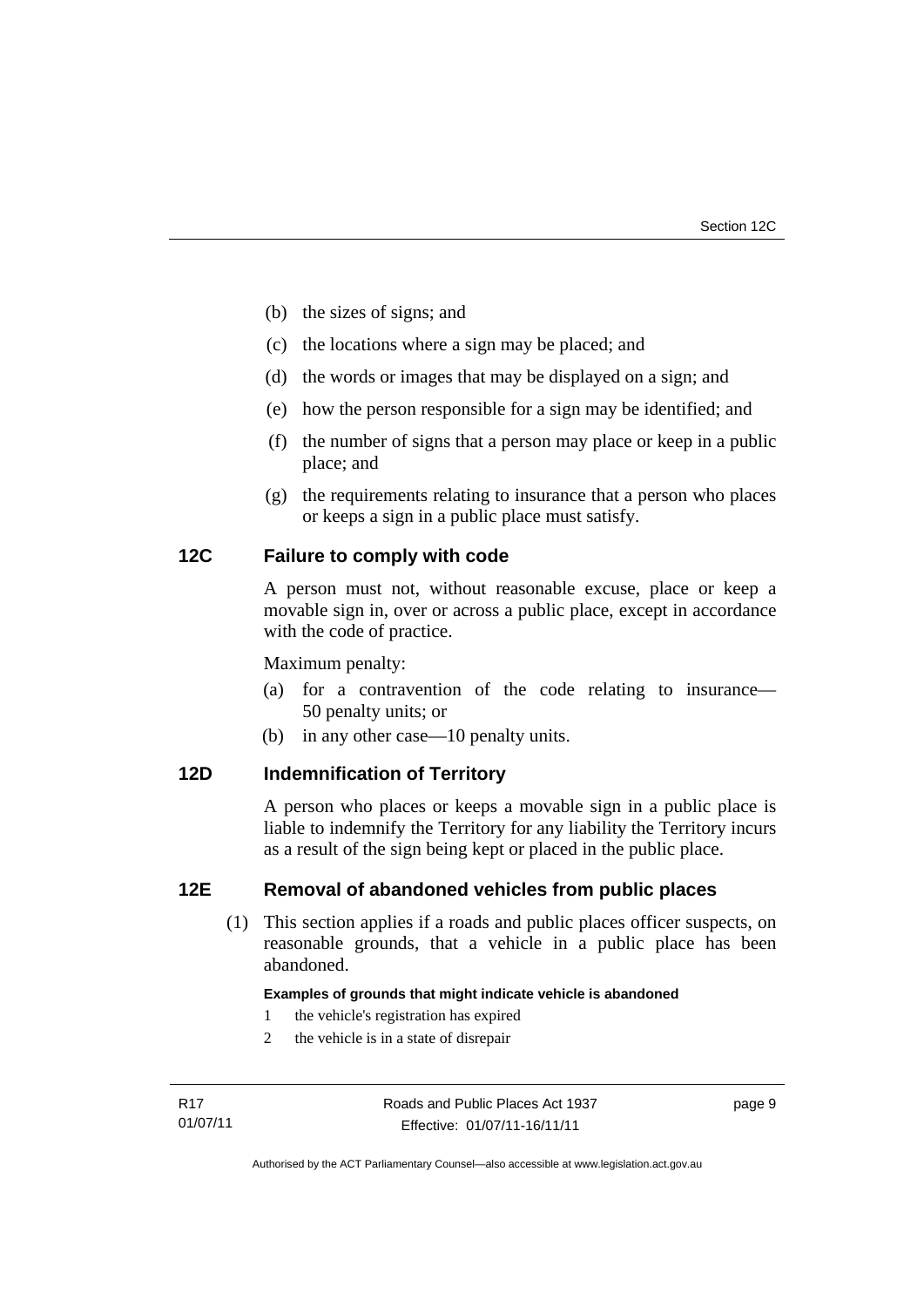(b) the sizes of signs; and

(c) the locations where a sign may be placed; and

(d) the words or images that may be displayed on a sign; and

(e) how the person responsible for a sign may be identified; and

(f) the number of signs that a person may place or keep in a public place; and

(g) the requirements relating to insurance that a person who places or keeps a sign in a public place must satisfy.

## 12C Failure to comply with code

A person must not, without reasonable excuse, place or keep a movable sign in, over or across a public place, except in accordance with the code of practice.

Maximum penalty:

(a) for a contravention of the code relating to insurance—50 penalty units; or

(b) in any other case—10 penalty units.

## 12D Indemnification of Territory

A person who places or keeps a movable sign in a public place is liable to indemnify the Territory for any liability the Territory incurs as a result of the sign being kept or placed in the public place.

## 12E Removal of abandoned vehicles from public places

(1) This section applies if a roads and public places officer suspects, on reasonable grounds, that a vehicle in a public place has been abandoned.

**Examples of grounds that might indicate vehicle is abandoned**

1 the vehicle's registration has expired

2 the vehicle is in a state of disrepair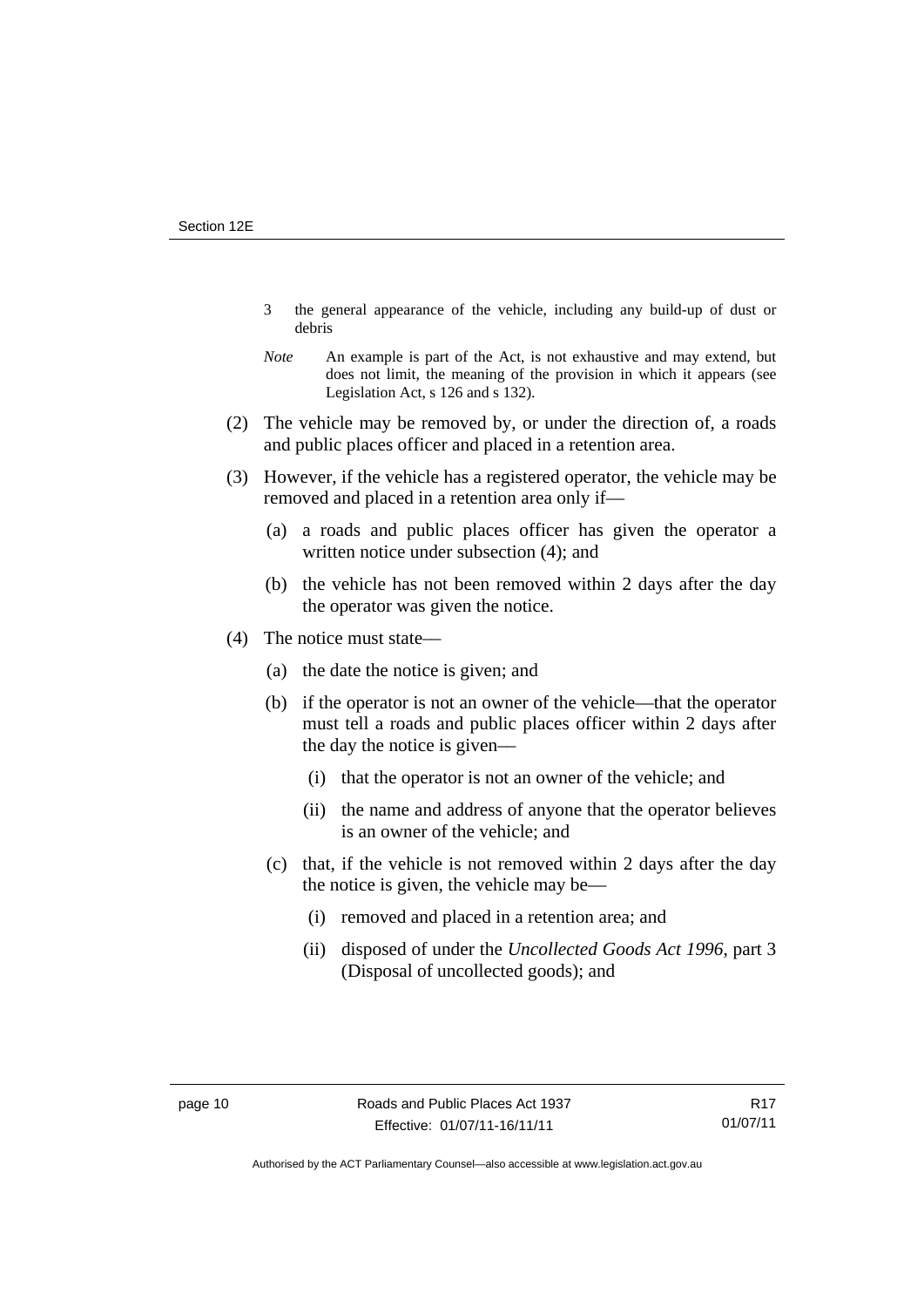3 the general appearance of the vehicle, including any build-up of dust or debris

*Note* An example is part of the Act, is not exhaustive and may extend, but does not limit, the meaning of the provision in which it appears (see Legislation Act, s 126 and s 132).

(2) The vehicle may be removed by, or under the direction of, a roads and public places officer and placed in a retention area.

(3) However, if the vehicle has a registered operator, the vehicle may be removed and placed in a retention area only if—

(a) a roads and public places officer has given the operator a written notice under subsection (4); and

(b) the vehicle has not been removed within 2 days after the day the operator was given the notice.

(4) The notice must state—

(a) the date the notice is given; and

(b) if the operator is not an owner of the vehicle—that the operator must tell a roads and public places officer within 2 days after the day the notice is given—

(i) that the operator is not an owner of the vehicle; and

(ii) the name and address of anyone that the operator believes is an owner of the vehicle; and

(c) that, if the vehicle is not removed within 2 days after the day the notice is given, the vehicle may be—

(i) removed and placed in a retention area; and

(ii) disposed of under the *Uncollected Goods Act 1996*, part 3 (Disposal of uncollected goods); and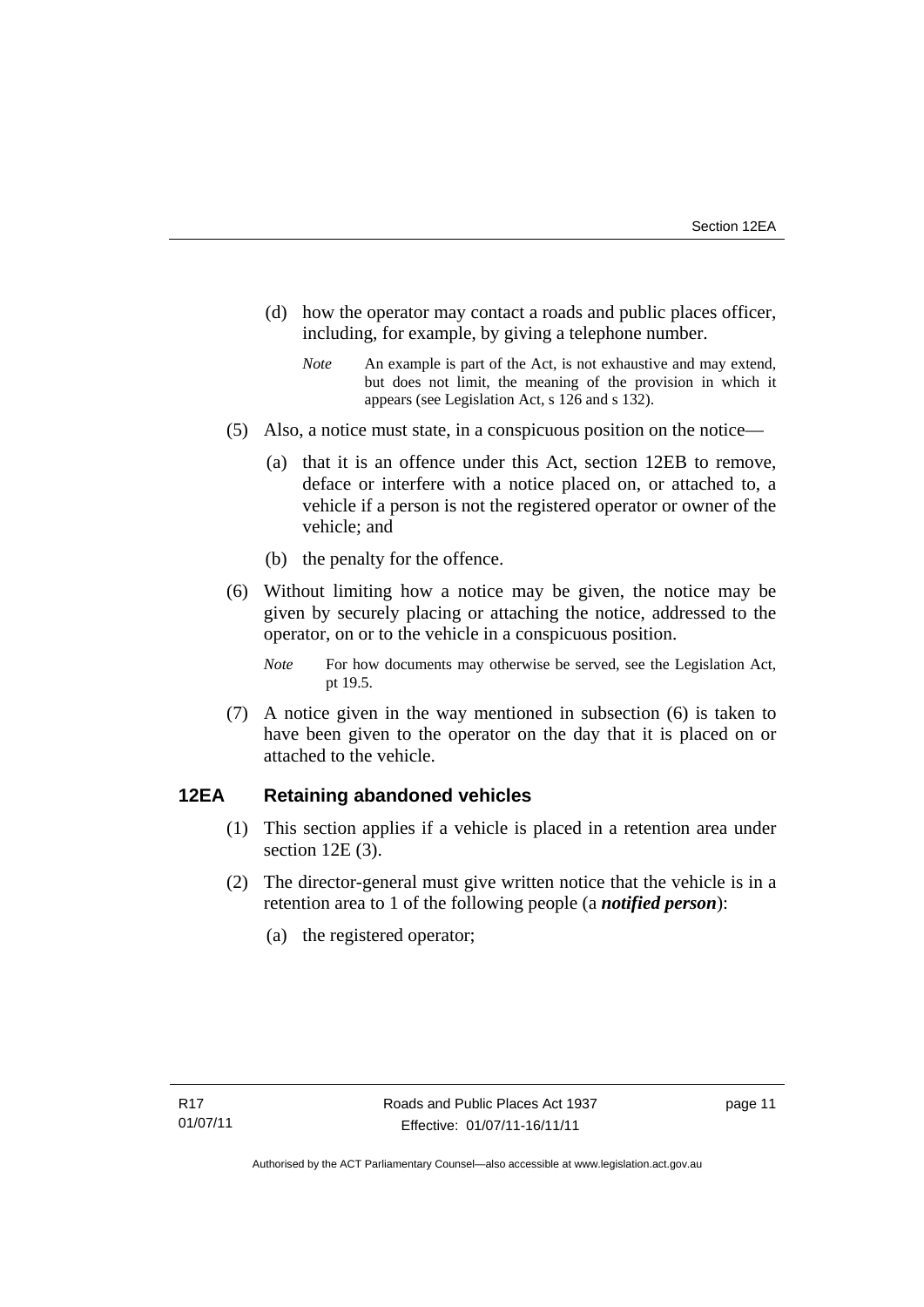(d) how the operator may contact a roads and public places officer, including, for example, by giving a telephone number.

*Note* An example is part of the Act, is not exhaustive and may extend, but does not limit, the meaning of the provision in which it appears (see Legislation Act, s 126 and s 132).

(5) Also, a notice must state, in a conspicuous position on the notice—

(a) that it is an offence under this Act, section 12EB to remove, deface or interfere with a notice placed on, or attached to, a vehicle if a person is not the registered operator or owner of the vehicle; and

(b) the penalty for the offence.

(6) Without limiting how a notice may be given, the notice may be given by securely placing or attaching the notice, addressed to the operator, on or to the vehicle in a conspicuous position.

*Note* For how documents may otherwise be served, see the Legislation Act, pt 19.5.

(7) A notice given in the way mentioned in subsection (6) is taken to have been given to the operator on the day that it is placed on or attached to the vehicle.

## 12EA Retaining abandoned vehicles

(1) This section applies if a vehicle is placed in a retention area under section 12E (3).

(2) The director-general must give written notice that the vehicle is in a retention area to 1 of the following people (a ***notified person***):

(a) the registered operator;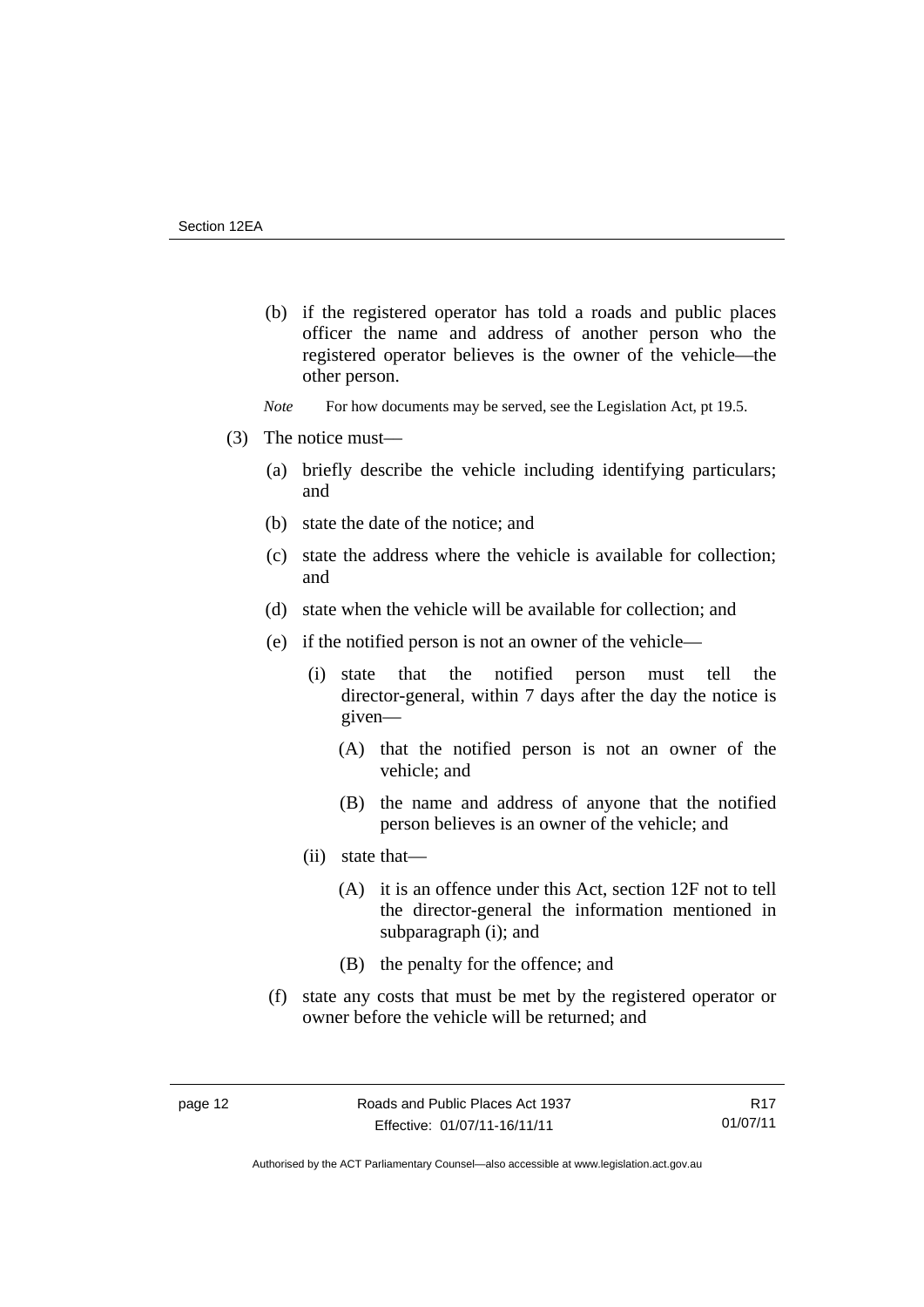(b) if the registered operator has told a roads and public places officer the name and address of another person who the registered operator believes is the owner of the vehicle—the other person.

*Note* For how documents may be served, see the Legislation Act, pt 19.5.

(3) The notice must—

(a) briefly describe the vehicle including identifying particulars; and

(b) state the date of the notice; and

(c) state the address where the vehicle is available for collection; and

(d) state when the vehicle will be available for collection; and

(e) if the notified person is not an owner of the vehicle—

(i) state that the notified person must tell the director-general, within 7 days after the day the notice is given—

(A) that the notified person is not an owner of the vehicle; and

(B) the name and address of anyone that the notified person believes is an owner of the vehicle; and

(ii) state that—

(A) it is an offence under this Act, section 12F not to tell the director-general the information mentioned in subparagraph (i); and

(B) the penalty for the offence; and

(f) state any costs that must be met by the registered operator or owner before the vehicle will be returned; and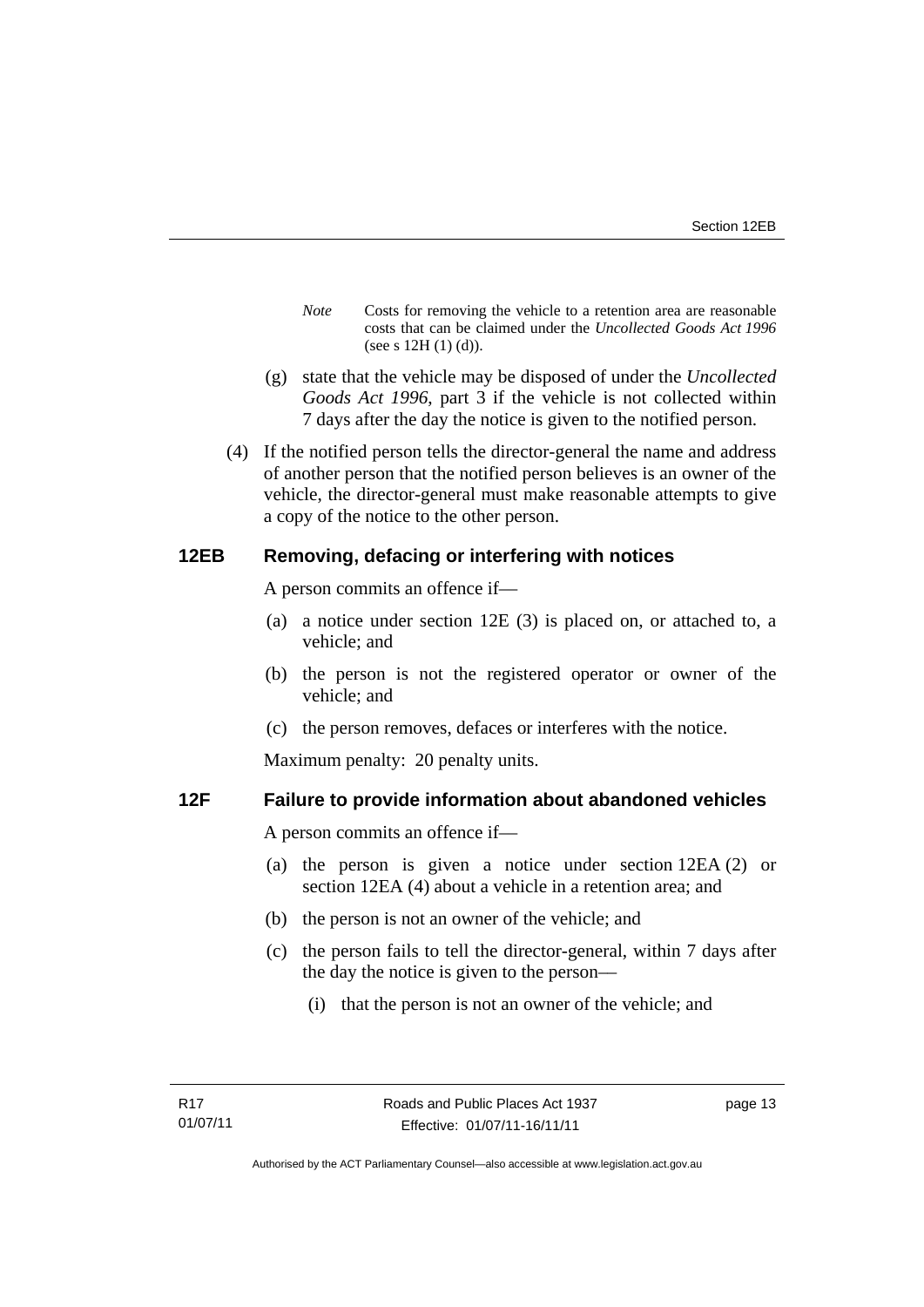*Note* Costs for removing the vehicle to a retention area are reasonable costs that can be claimed under the *Uncollected Goods Act 1996* (see s 12H (1) (d)).

(g) state that the vehicle may be disposed of under the *Uncollected Goods Act 1996*, part 3 if the vehicle is not collected within 7 days after the day the notice is given to the notified person.

(4) If the notified person tells the director-general the name and address of another person that the notified person believes is an owner of the vehicle, the director-general must make reasonable attempts to give a copy of the notice to the other person.

### 12EB Removing, defacing or interfering with notices

A person commits an offence if—

(a) a notice under section 12E (3) is placed on, or attached to, a vehicle; and

(b) the person is not the registered operator or owner of the vehicle; and

(c) the person removes, defaces or interferes with the notice.

Maximum penalty: 20 penalty units.

### 12F Failure to provide information about abandoned vehicles

A person commits an offence if—

(a) the person is given a notice under section 12EA (2) or section 12EA (4) about a vehicle in a retention area; and

(b) the person is not an owner of the vehicle; and

(c) the person fails to tell the director-general, within 7 days after the day the notice is given to the person—

(i) that the person is not an owner of the vehicle; and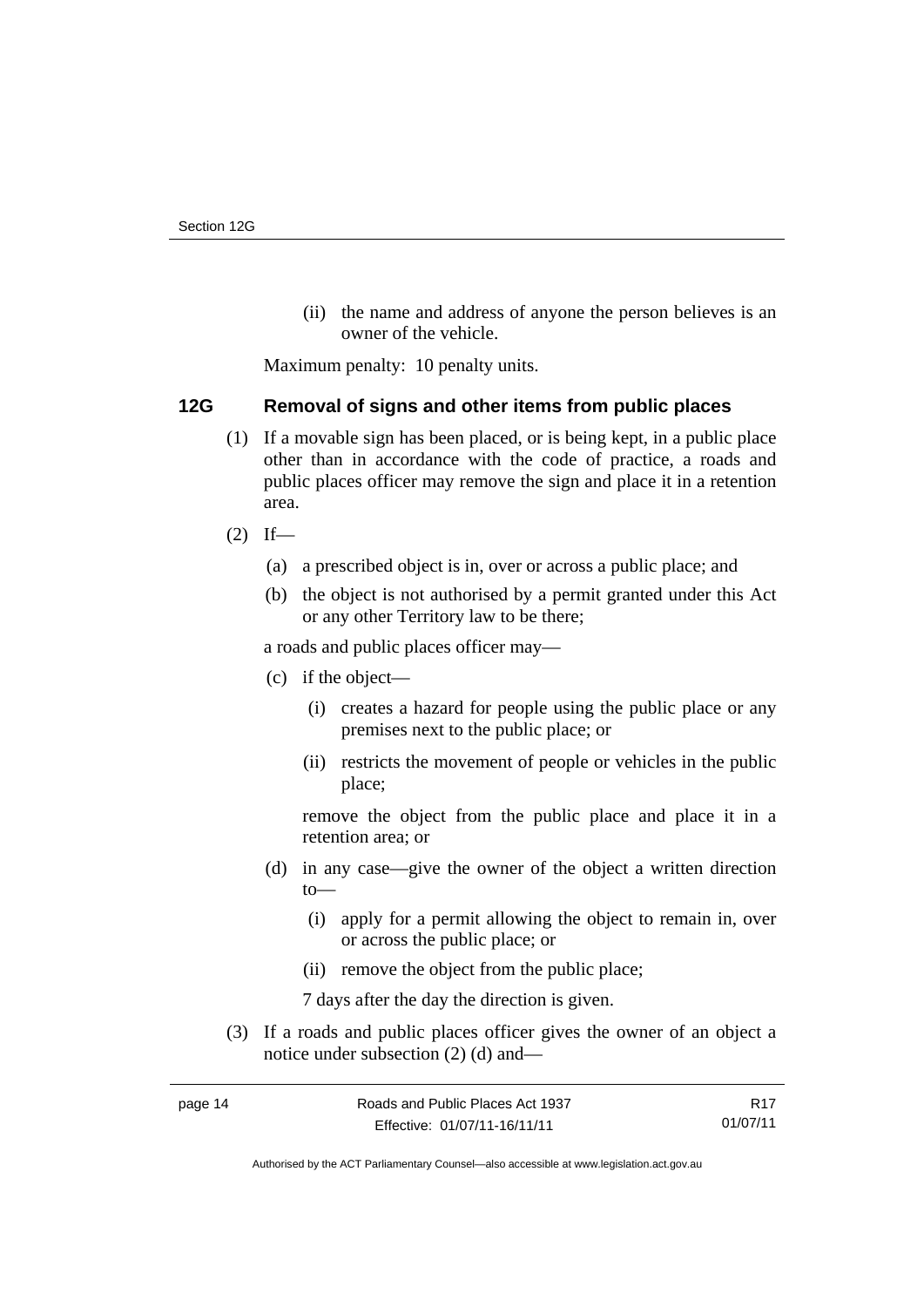(ii) the name and address of anyone the person believes is an owner of the vehicle.

Maximum penalty: 10 penalty units.

### 12G Removal of signs and other items from public places

(1) If a movable sign has been placed, or is being kept, in a public place other than in accordance with the code of practice, a roads and public places officer may remove the sign and place it in a retention area.

(2) If—

(a) a prescribed object is in, over or across a public place; and

(b) the object is not authorised by a permit granted under this Act or any other Territory law to be there;

a roads and public places officer may—

(c) if the object—

(i) creates a hazard for people using the public place or any premises next to the public place; or

(ii) restricts the movement of people or vehicles in the public place;

remove the object from the public place and place it in a retention area; or

(d) in any case—give the owner of the object a written direction to—

(i) apply for a permit allowing the object to remain in, over or across the public place; or

(ii) remove the object from the public place;

7 days after the day the direction is given.

(3) If a roads and public places officer gives the owner of an object a notice under subsection (2) (d) and—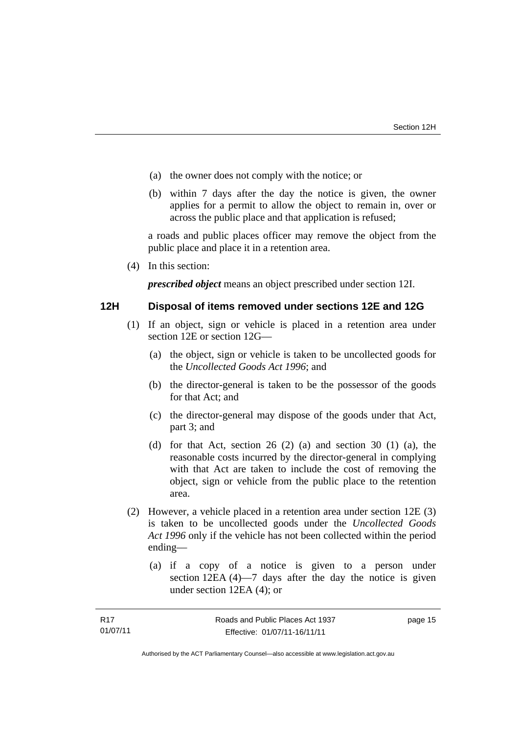(a) the owner does not comply with the notice; or

(b) within 7 days after the day the notice is given, the owner applies for a permit to allow the object to remain in, over or across the public place and that application is refused;

a roads and public places officer may remove the object from the public place and place it in a retention area.

(4) In this section:

***prescribed object*** means an object prescribed under section 12I.

## 12H Disposal of items removed under sections 12E and 12G

(1) If an object, sign or vehicle is placed in a retention area under section 12E or section 12G—

(a) the object, sign or vehicle is taken to be uncollected goods for the *Uncollected Goods Act 1996*; and

(b) the director-general is taken to be the possessor of the goods for that Act; and

(c) the director-general may dispose of the goods under that Act, part 3; and

(d) for that Act, section 26 (2) (a) and section 30 (1) (a), the reasonable costs incurred by the director-general in complying with that Act are taken to include the cost of removing the object, sign or vehicle from the public place to the retention area.

(2) However, a vehicle placed in a retention area under section 12E (3) is taken to be uncollected goods under the *Uncollected Goods Act 1996* only if the vehicle has not been collected within the period ending—

(a) if a copy of a notice is given to a person under section 12EA (4)—7 days after the day the notice is given under section 12EA (4); or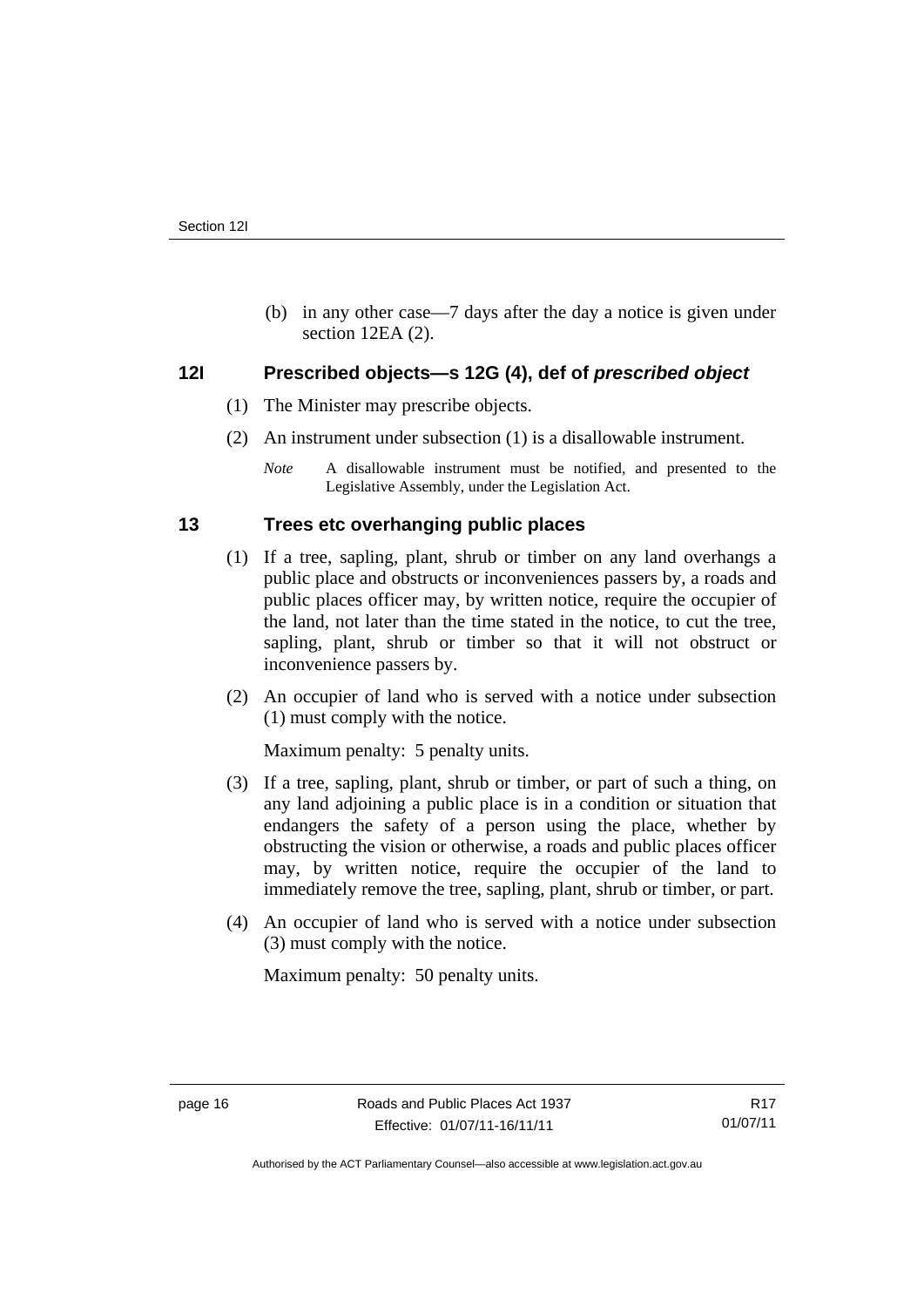(b) in any other case—7 days after the day a notice is given under section 12EA (2).

### 12I Prescribed objects—s 12G (4), def of *prescribed object*

(1) The Minister may prescribe objects.

(2) An instrument under subsection (1) is a disallowable instrument.

*Note* A disallowable instrument must be notified, and presented to the Legislative Assembly, under the Legislation Act.

### 13 Trees etc overhanging public places

(1) If a tree, sapling, plant, shrub or timber on any land overhangs a public place and obstructs or inconveniences passers by, a roads and public places officer may, by written notice, require the occupier of the land, not later than the time stated in the notice, to cut the tree, sapling, plant, shrub or timber so that it will not obstruct or inconvenience passers by.

(2) An occupier of land who is served with a notice under subsection (1) must comply with the notice.

Maximum penalty: 5 penalty units.

(3) If a tree, sapling, plant, shrub or timber, or part of such a thing, on any land adjoining a public place is in a condition or situation that endangers the safety of a person using the place, whether by obstructing the vision or otherwise, a roads and public places officer may, by written notice, require the occupier of the land to immediately remove the tree, sapling, plant, shrub or timber, or part.

(4) An occupier of land who is served with a notice under subsection (3) must comply with the notice.

Maximum penalty: 50 penalty units.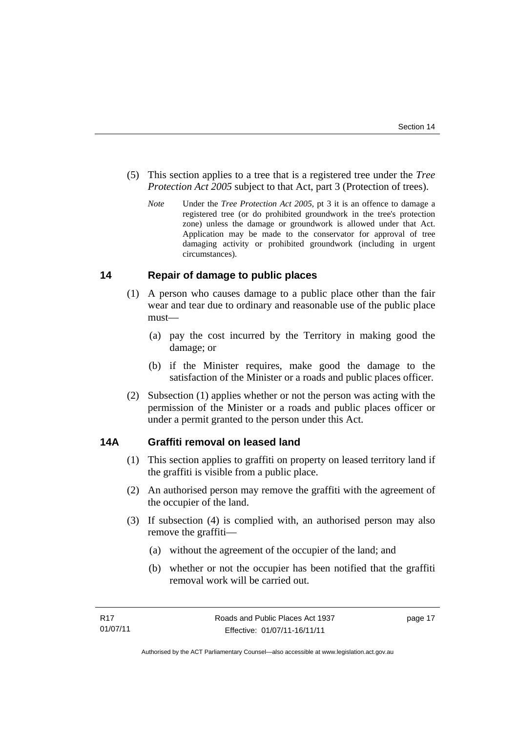(5) This section applies to a tree that is a registered tree under the *Tree Protection Act 2005* subject to that Act, part 3 (Protection of trees).

*Note* Under the *Tree Protection Act 2005*, pt 3 it is an offence to damage a registered tree (or do prohibited groundwork in the tree's protection zone) unless the damage or groundwork is allowed under that Act. Application may be made to the conservator for approval of tree damaging activity or prohibited groundwork (including in urgent circumstances).

## 14 Repair of damage to public places

(1) A person who causes damage to a public place other than the fair wear and tear due to ordinary and reasonable use of the public place must—

(a) pay the cost incurred by the Territory in making good the damage; or

(b) if the Minister requires, make good the damage to the satisfaction of the Minister or a roads and public places officer.

(2) Subsection (1) applies whether or not the person was acting with the permission of the Minister or a roads and public places officer or under a permit granted to the person under this Act.

## 14A Graffiti removal on leased land

(1) This section applies to graffiti on property on leased territory land if the graffiti is visible from a public place.

(2) An authorised person may remove the graffiti with the agreement of the occupier of the land.

(3) If subsection (4) is complied with, an authorised person may also remove the graffiti—

(a) without the agreement of the occupier of the land; and

(b) whether or not the occupier has been notified that the graffiti removal work will be carried out.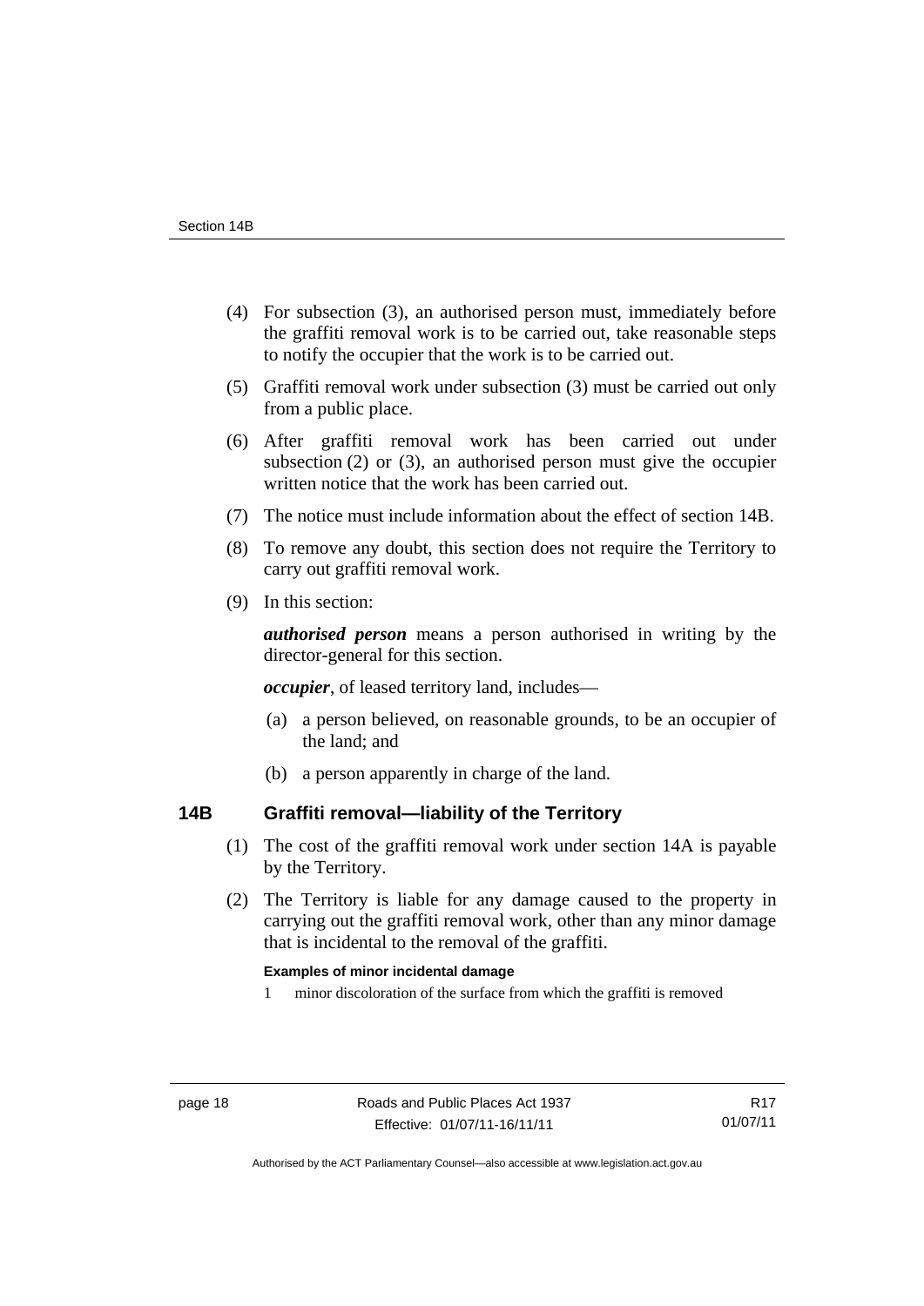(4) For subsection (3), an authorised person must, immediately before the graffiti removal work is to be carried out, take reasonable steps to notify the occupier that the work is to be carried out.

(5) Graffiti removal work under subsection (3) must be carried out only from a public place.

(6) After graffiti removal work has been carried out under subsection (2) or (3), an authorised person must give the occupier written notice that the work has been carried out.

(7) The notice must include information about the effect of section 14B.

(8) To remove any doubt, this section does not require the Territory to carry out graffiti removal work.

(9) In this section:

***authorised person*** means a person authorised in writing by the director-general for this section.

***occupier***, of leased territory land, includes—

(a) a person believed, on reasonable grounds, to be an occupier of the land; and

(b) a person apparently in charge of the land.

## 14B Graffiti removal—liability of the Territory

(1) The cost of the graffiti removal work under section 14A is payable by the Territory.

(2) The Territory is liable for any damage caused to the property in carrying out the graffiti removal work, other than any minor damage that is incidental to the removal of the graffiti.

**Examples of minor incidental damage**

1 minor discoloration of the surface from which the graffiti is removed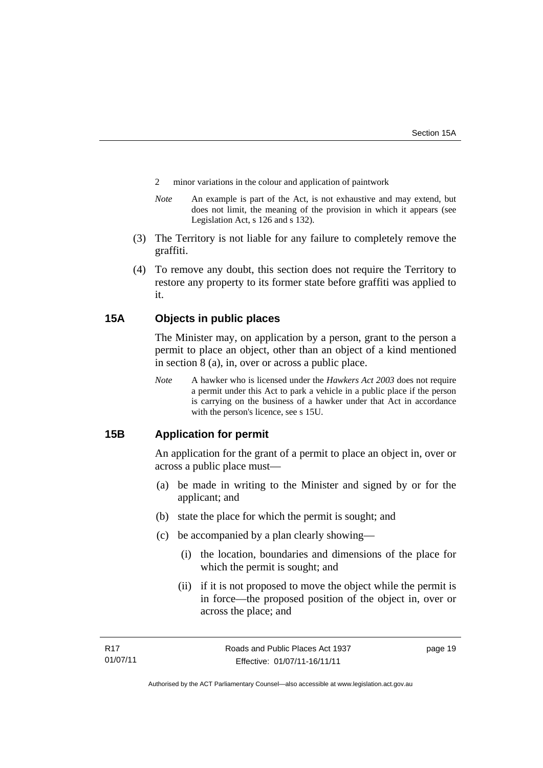2 minor variations in the colour and application of paintwork

*Note* An example is part of the Act, is not exhaustive and may extend, but does not limit, the meaning of the provision in which it appears (see Legislation Act, s 126 and s 132).

(3) The Territory is not liable for any failure to completely remove the graffiti.

(4) To remove any doubt, this section does not require the Territory to restore any property to its former state before graffiti was applied to it.

## 15A Objects in public places

The Minister may, on application by a person, grant to the person a permit to place an object, other than an object of a kind mentioned in section 8 (a), in, over or across a public place.

*Note* A hawker who is licensed under the *Hawkers Act 2003* does not require a permit under this Act to park a vehicle in a public place if the person is carrying on the business of a hawker under that Act in accordance with the person's licence, see s 15U.

## 15B Application for permit

An application for the grant of a permit to place an object in, over or across a public place must—

(a) be made in writing to the Minister and signed by or for the applicant; and

(b) state the place for which the permit is sought; and

(c) be accompanied by a plan clearly showing—

(i) the location, boundaries and dimensions of the place for which the permit is sought; and

(ii) if it is not proposed to move the object while the permit is in force—the proposed position of the object in, over or across the place; and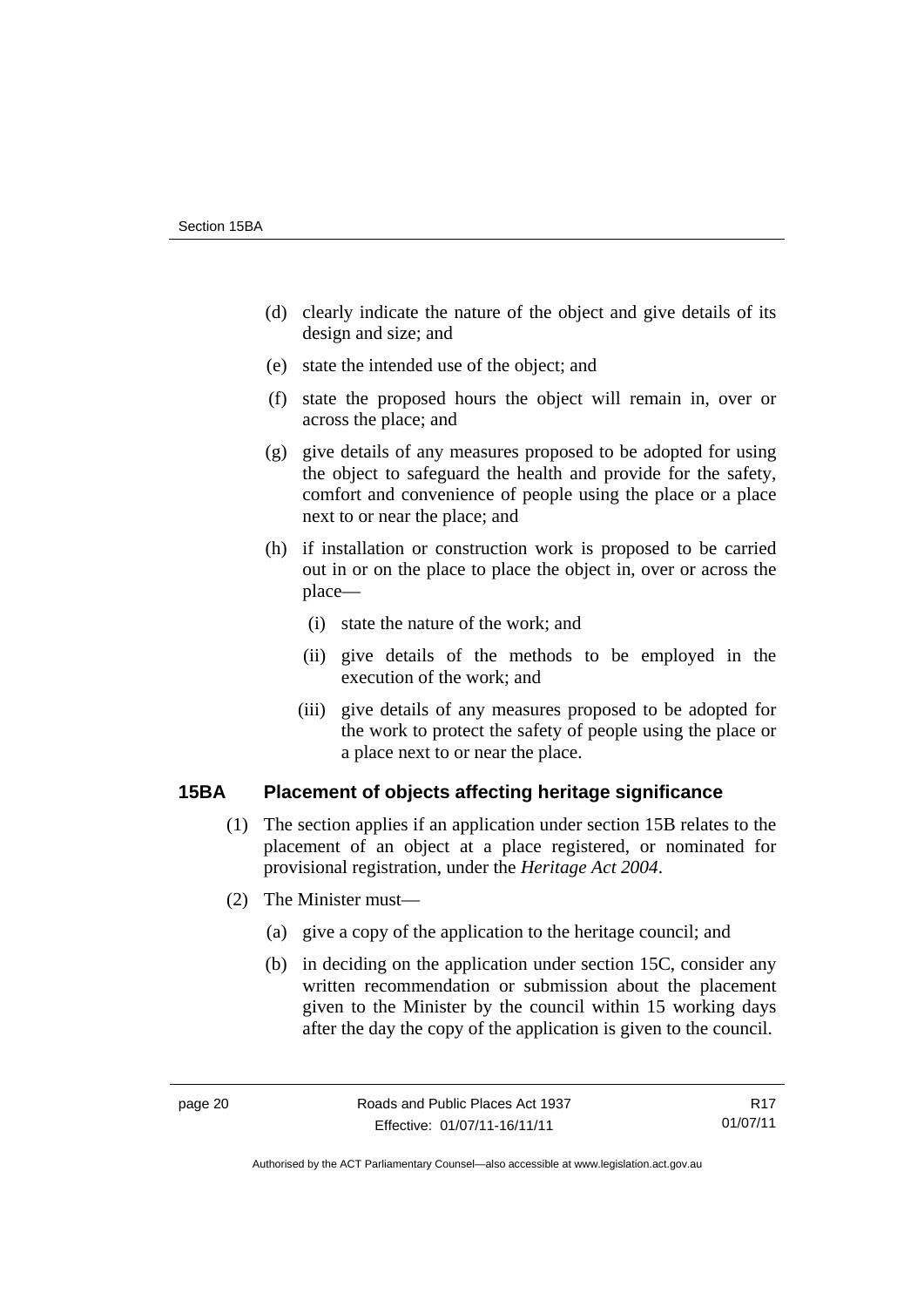(d) clearly indicate the nature of the object and give details of its design and size; and

(e) state the intended use of the object; and

(f) state the proposed hours the object will remain in, over or across the place; and

(g) give details of any measures proposed to be adopted for using the object to safeguard the health and provide for the safety, comfort and convenience of people using the place or a place next to or near the place; and

(h) if installation or construction work is proposed to be carried out in or on the place to place the object in, over or across the place—

   (i) state the nature of the work; and

   (ii) give details of the methods to be employed in the execution of the work; and

   (iii) give details of any measures proposed to be adopted for the work to protect the safety of people using the place or a place next to or near the place.

## 15BA Placement of objects affecting heritage significance

(1) The section applies if an application under section 15B relates to the placement of an object at a place registered, or nominated for provisional registration, under the *Heritage Act 2004*.

(2) The Minister must—

   (a) give a copy of the application to the heritage council; and

   (b) in deciding on the application under section 15C, consider any written recommendation or submission about the placement given to the Minister by the council within 15 working days after the day the copy of the application is given to the council.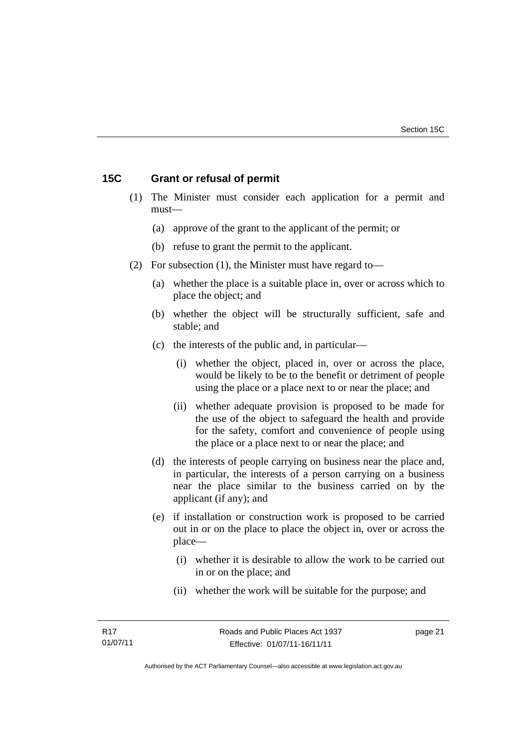## 15C Grant or refusal of permit

(1) The Minister must consider each application for a permit and must—

- (a) approve of the grant to the applicant of the permit; or
- (b) refuse to grant the permit to the applicant.

(2) For subsection (1), the Minister must have regard to—

- (a) whether the place is a suitable place in, over or across which to place the object; and
- (b) whether the object will be structurally sufficient, safe and stable; and
- (c) the interests of the public and, in particular—
  - (i) whether the object, placed in, over or across the place, would be likely to be to the benefit or detriment of people using the place or a place next to or near the place; and
  - (ii) whether adequate provision is proposed to be made for the use of the object to safeguard the health and provide for the safety, comfort and convenience of people using the place or a place next to or near the place; and
- (d) the interests of people carrying on business near the place and, in particular, the interests of a person carrying on a business near the place similar to the business carried on by the applicant (if any); and
- (e) if installation or construction work is proposed to be carried out in or on the place to place the object in, over or across the place—
  - (i) whether it is desirable to allow the work to be carried out in or on the place; and
  - (ii) whether the work will be suitable for the purpose; and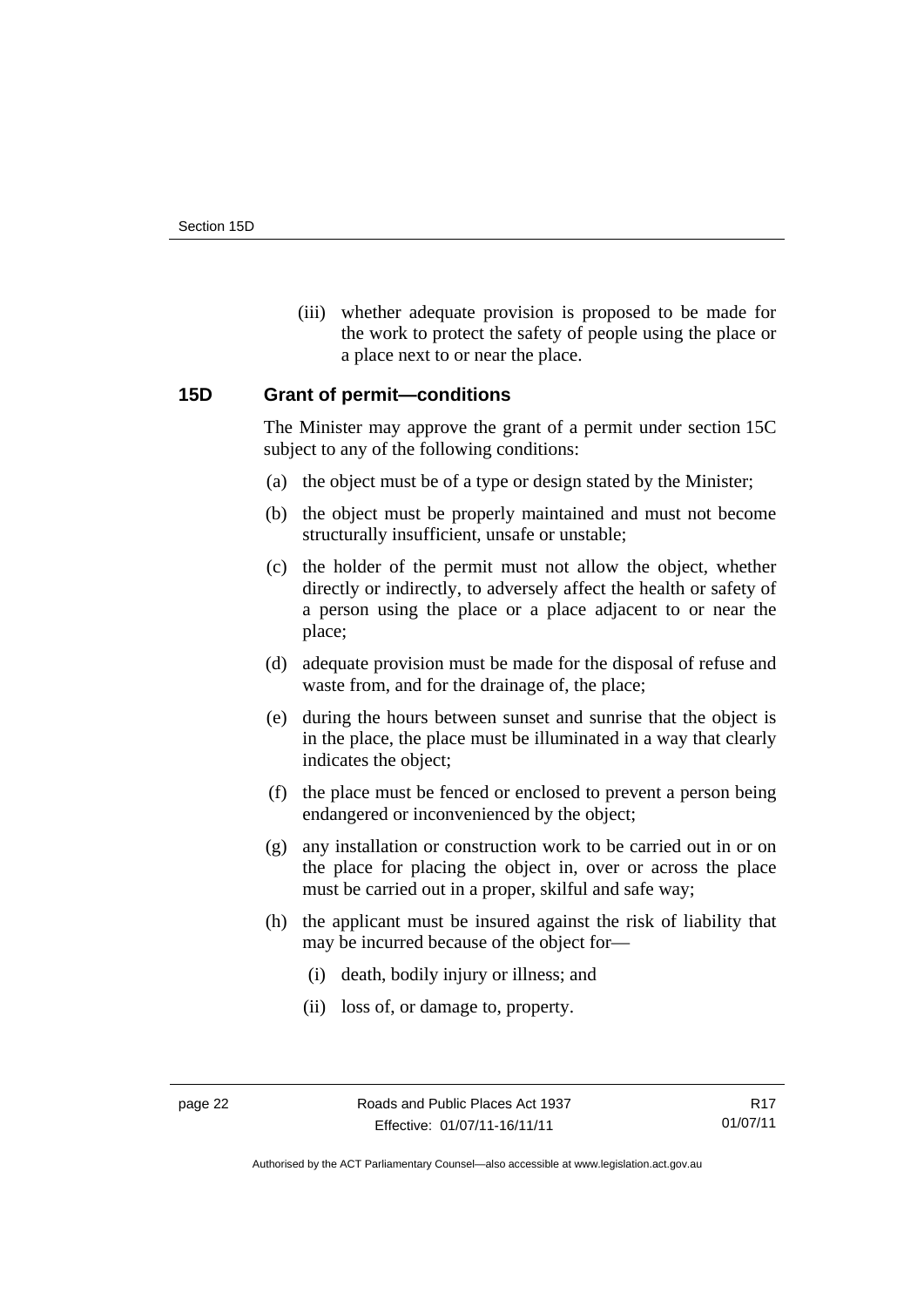(iii) whether adequate provision is proposed to be made for the work to protect the safety of people using the place or a place next to or near the place.

### 15D Grant of permit—conditions

The Minister may approve the grant of a permit under section 15C subject to any of the following conditions:

(a) the object must be of a type or design stated by the Minister;

(b) the object must be properly maintained and must not become structurally insufficient, unsafe or unstable;

(c) the holder of the permit must not allow the object, whether directly or indirectly, to adversely affect the health or safety of a person using the place or a place adjacent to or near the place;

(d) adequate provision must be made for the disposal of refuse and waste from, and for the drainage of, the place;

(e) during the hours between sunset and sunrise that the object is in the place, the place must be illuminated in a way that clearly indicates the object;

(f) the place must be fenced or enclosed to prevent a person being endangered or inconvenienced by the object;

(g) any installation or construction work to be carried out in or on the place for placing the object in, over or across the place must be carried out in a proper, skilful and safe way;

(h) the applicant must be insured against the risk of liability that may be incurred because of the object for—

(i) death, bodily injury or illness; and

(ii) loss of, or damage to, property.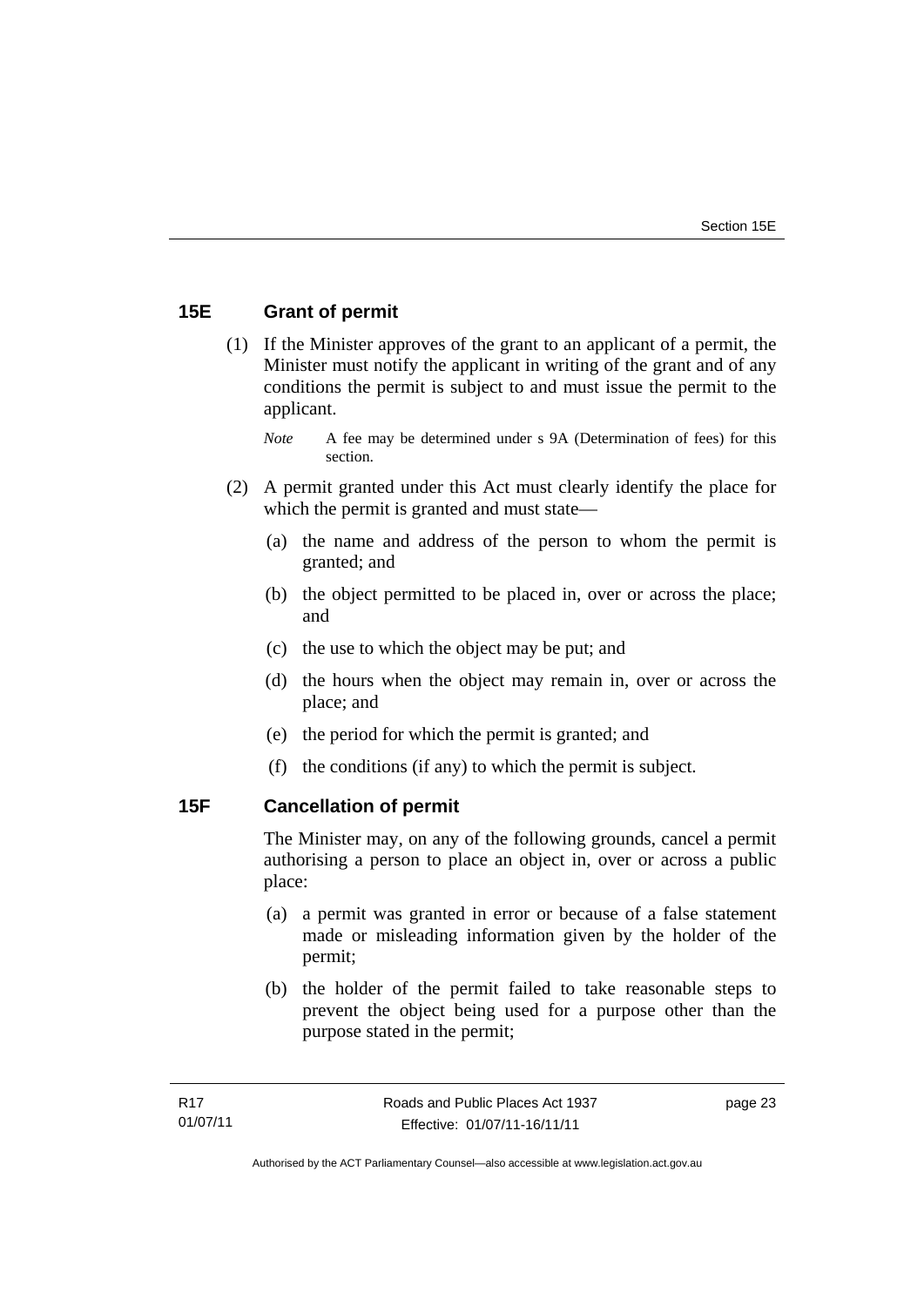### 15E Grant of permit

(1) If the Minister approves of the grant to an applicant of a permit, the Minister must notify the applicant in writing of the grant and of any conditions the permit is subject to and must issue the permit to the applicant.

*Note* A fee may be determined under s 9A (Determination of fees) for this section.

(2) A permit granted under this Act must clearly identify the place for which the permit is granted and must state—

(a) the name and address of the person to whom the permit is granted; and

(b) the object permitted to be placed in, over or across the place; and

(c) the use to which the object may be put; and

(d) the hours when the object may remain in, over or across the place; and

(e) the period for which the permit is granted; and

(f) the conditions (if any) to which the permit is subject.

### 15F Cancellation of permit

The Minister may, on any of the following grounds, cancel a permit authorising a person to place an object in, over or across a public place:

(a) a permit was granted in error or because of a false statement made or misleading information given by the holder of the permit;

(b) the holder of the permit failed to take reasonable steps to prevent the object being used for a purpose other than the purpose stated in the permit;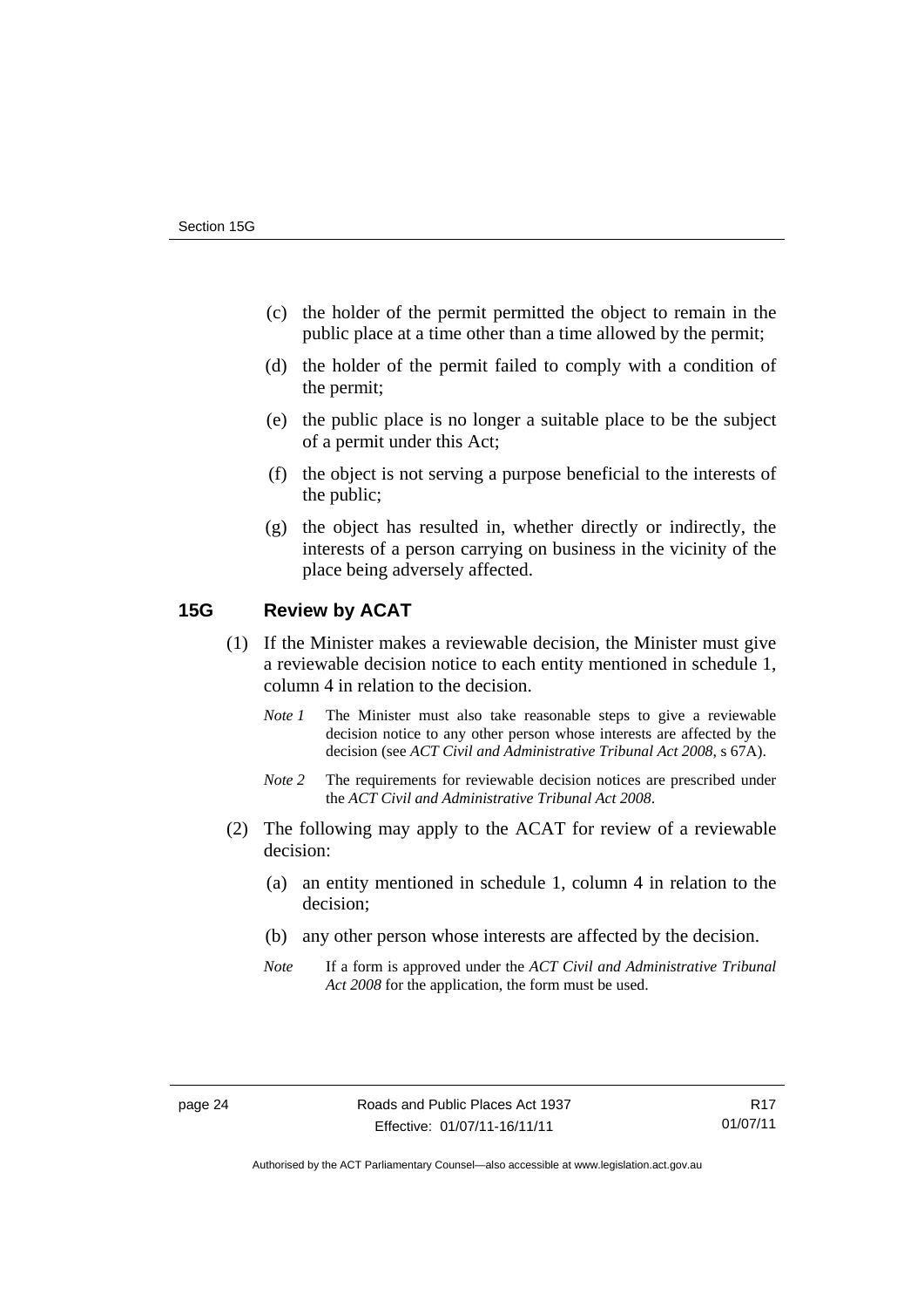(c) the holder of the permit permitted the object to remain in the public place at a time other than a time allowed by the permit;

(d) the holder of the permit failed to comply with a condition of the permit;

(e) the public place is no longer a suitable place to be the subject of a permit under this Act;

(f) the object is not serving a purpose beneficial to the interests of the public;

(g) the object has resulted in, whether directly or indirectly, the interests of a person carrying on business in the vicinity of the place being adversely affected.

## 15G Review by ACAT

(1) If the Minister makes a reviewable decision, the Minister must give a reviewable decision notice to each entity mentioned in schedule 1, column 4 in relation to the decision.

*Note 1* The Minister must also take reasonable steps to give a reviewable decision notice to any other person whose interests are affected by the decision (see *ACT Civil and Administrative Tribunal Act 2008*, s 67A).

*Note 2* The requirements for reviewable decision notices are prescribed under the *ACT Civil and Administrative Tribunal Act 2008*.

(2) The following may apply to the ACAT for review of a reviewable decision:

(a) an entity mentioned in schedule 1, column 4 in relation to the decision;

(b) any other person whose interests are affected by the decision.

*Note* If a form is approved under the *ACT Civil and Administrative Tribunal Act 2008* for the application, the form must be used.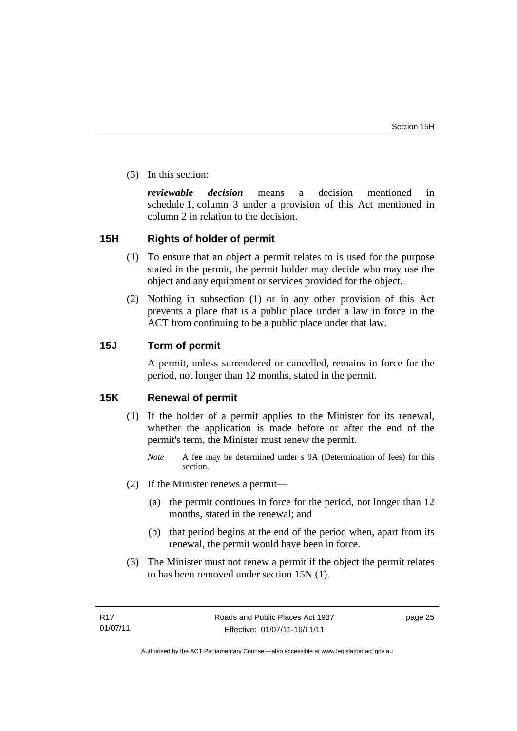(3) In this section:

***reviewable decision*** means a decision mentioned in schedule 1, column 3 under a provision of this Act mentioned in column 2 in relation to the decision.

## 15H Rights of holder of permit

(1) To ensure that an object a permit relates to is used for the purpose stated in the permit, the permit holder may decide who may use the object and any equipment or services provided for the object.

(2) Nothing in subsection (1) or in any other provision of this Act prevents a place that is a public place under a law in force in the ACT from continuing to be a public place under that law.

## 15J Term of permit

A permit, unless surrendered or cancelled, remains in force for the period, not longer than 12 months, stated in the permit.

## 15K Renewal of permit

(1) If the holder of a permit applies to the Minister for its renewal, whether the application is made before or after the end of the permit's term, the Minister must renew the permit.

*Note* A fee may be determined under s 9A (Determination of fees) for this section.

(2) If the Minister renews a permit—

(a) the permit continues in force for the period, not longer than 12 months, stated in the renewal; and

(b) that period begins at the end of the period when, apart from its renewal, the permit would have been in force.

(3) The Minister must not renew a permit if the object the permit relates to has been removed under section 15N (1).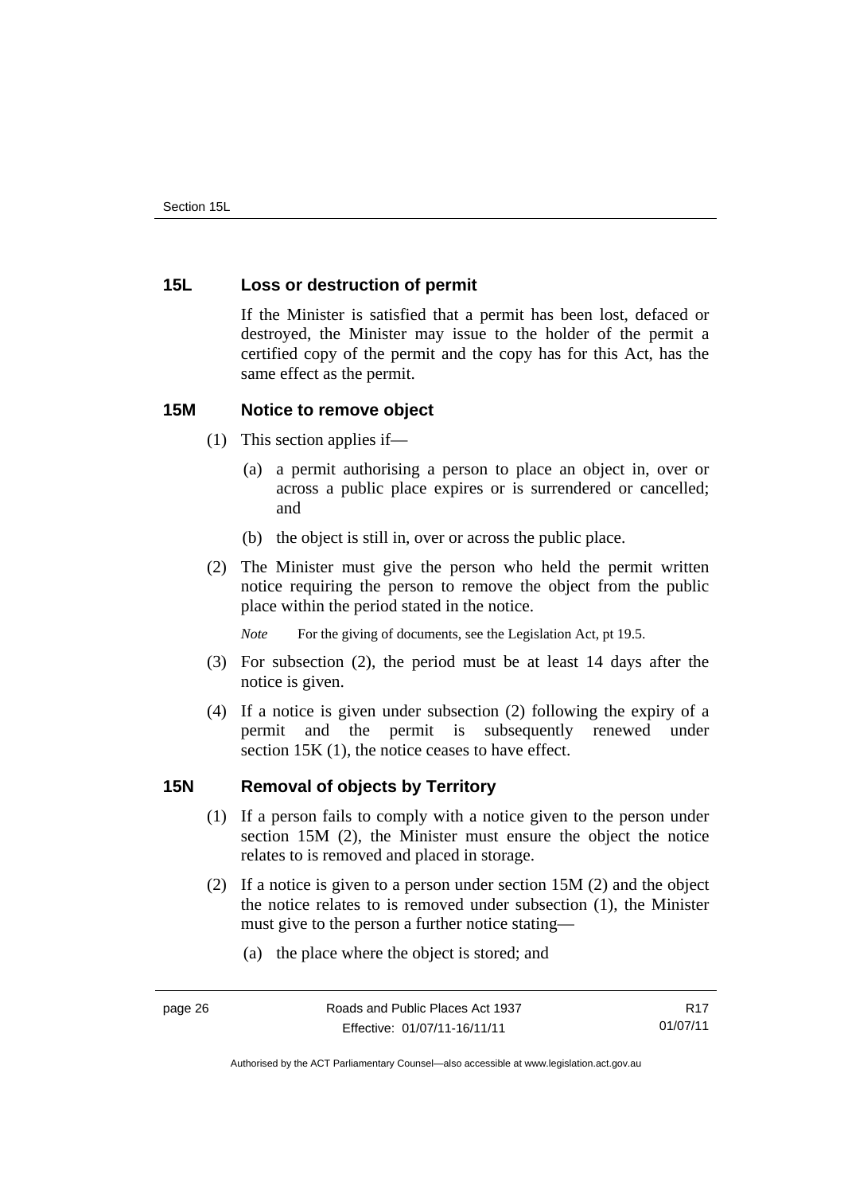### 15L Loss or destruction of permit

If the Minister is satisfied that a permit has been lost, defaced or destroyed, the Minister may issue to the holder of the permit a certified copy of the permit and the copy has for this Act, has the same effect as the permit.

### 15M Notice to remove object

(1) This section applies if—

(a) a permit authorising a person to place an object in, over or across a public place expires or is surrendered or cancelled; and

(b) the object is still in, over or across the public place.

(2) The Minister must give the person who held the permit written notice requiring the person to remove the object from the public place within the period stated in the notice.

*Note* For the giving of documents, see the Legislation Act, pt 19.5.

(3) For subsection (2), the period must be at least 14 days after the notice is given.

(4) If a notice is given under subsection (2) following the expiry of a permit and the permit is subsequently renewed under section 15K (1), the notice ceases to have effect.

### 15N Removal of objects by Territory

(1) If a person fails to comply with a notice given to the person under section 15M (2), the Minister must ensure the object the notice relates to is removed and placed in storage.

(2) If a notice is given to a person under section 15M (2) and the object the notice relates to is removed under subsection (1), the Minister must give to the person a further notice stating—

(a) the place where the object is stored; and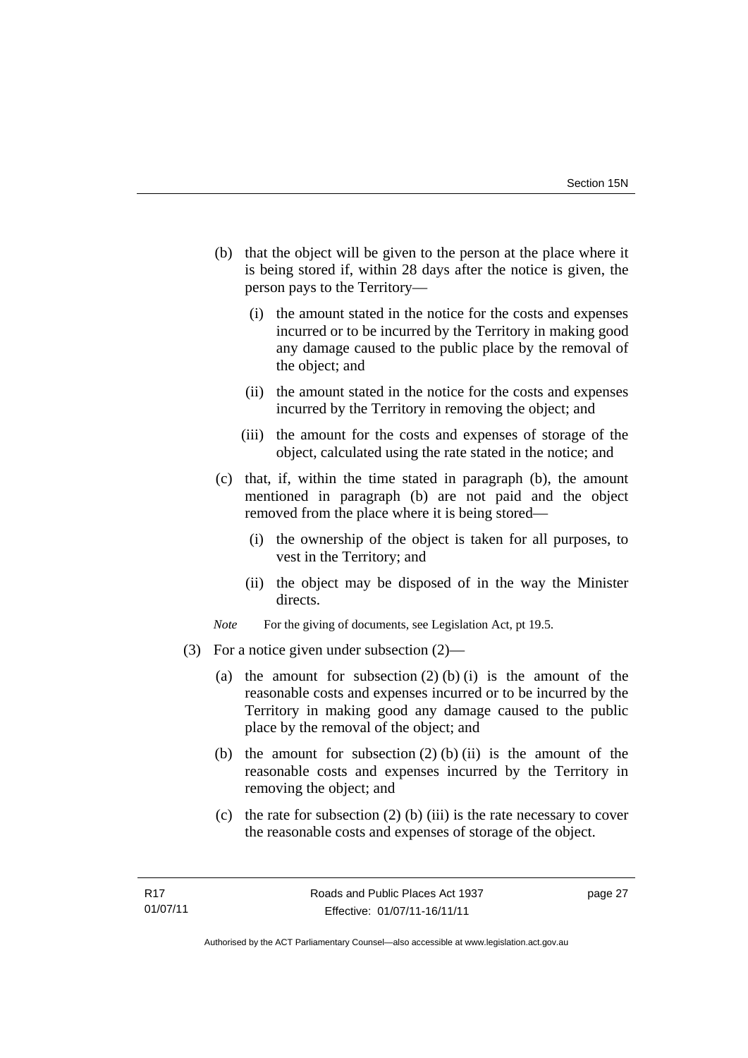(b) that the object will be given to the person at the place where it is being stored if, within 28 days after the notice is given, the person pays to the Territory—

  (i) the amount stated in the notice for the costs and expenses incurred or to be incurred by the Territory in making good any damage caused to the public place by the removal of the object; and

  (ii) the amount stated in the notice for the costs and expenses incurred by the Territory in removing the object; and

  (iii) the amount for the costs and expenses of storage of the object, calculated using the rate stated in the notice; and

(c) that, if, within the time stated in paragraph (b), the amount mentioned in paragraph (b) are not paid and the object removed from the place where it is being stored—

  (i) the ownership of the object is taken for all purposes, to vest in the Territory; and

  (ii) the object may be disposed of in the way the Minister directs.

*Note* For the giving of documents, see Legislation Act, pt 19.5.

(3) For a notice given under subsection (2)—

  (a) the amount for subsection (2) (b) (i) is the amount of the reasonable costs and expenses incurred or to be incurred by the Territory in making good any damage caused to the public place by the removal of the object; and

  (b) the amount for subsection (2) (b) (ii) is the amount of the reasonable costs and expenses incurred by the Territory in removing the object; and

  (c) the rate for subsection (2) (b) (iii) is the rate necessary to cover the reasonable costs and expenses of storage of the object.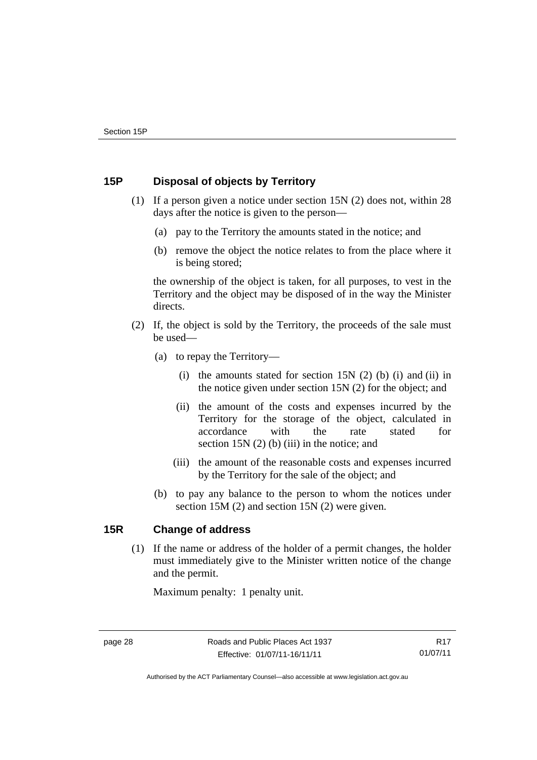## 15P Disposal of objects by Territory

(1) If a person given a notice under section 15N (2) does not, within 28 days after the notice is given to the person—

(a) pay to the Territory the amounts stated in the notice; and

(b) remove the object the notice relates to from the place where it is being stored;

the ownership of the object is taken, for all purposes, to vest in the Territory and the object may be disposed of in the way the Minister directs.

(2) If, the object is sold by the Territory, the proceeds of the sale must be used—

(a) to repay the Territory—

(i) the amounts stated for section 15N (2) (b) (i) and (ii) in the notice given under section 15N (2) for the object; and

(ii) the amount of the costs and expenses incurred by the Territory for the storage of the object, calculated in accordance with the rate stated for section 15N (2) (b) (iii) in the notice; and

(iii) the amount of the reasonable costs and expenses incurred by the Territory for the sale of the object; and

(b) to pay any balance to the person to whom the notices under section 15M (2) and section 15N (2) were given.

## 15R Change of address

(1) If the name or address of the holder of a permit changes, the holder must immediately give to the Minister written notice of the change and the permit.

Maximum penalty: 1 penalty unit.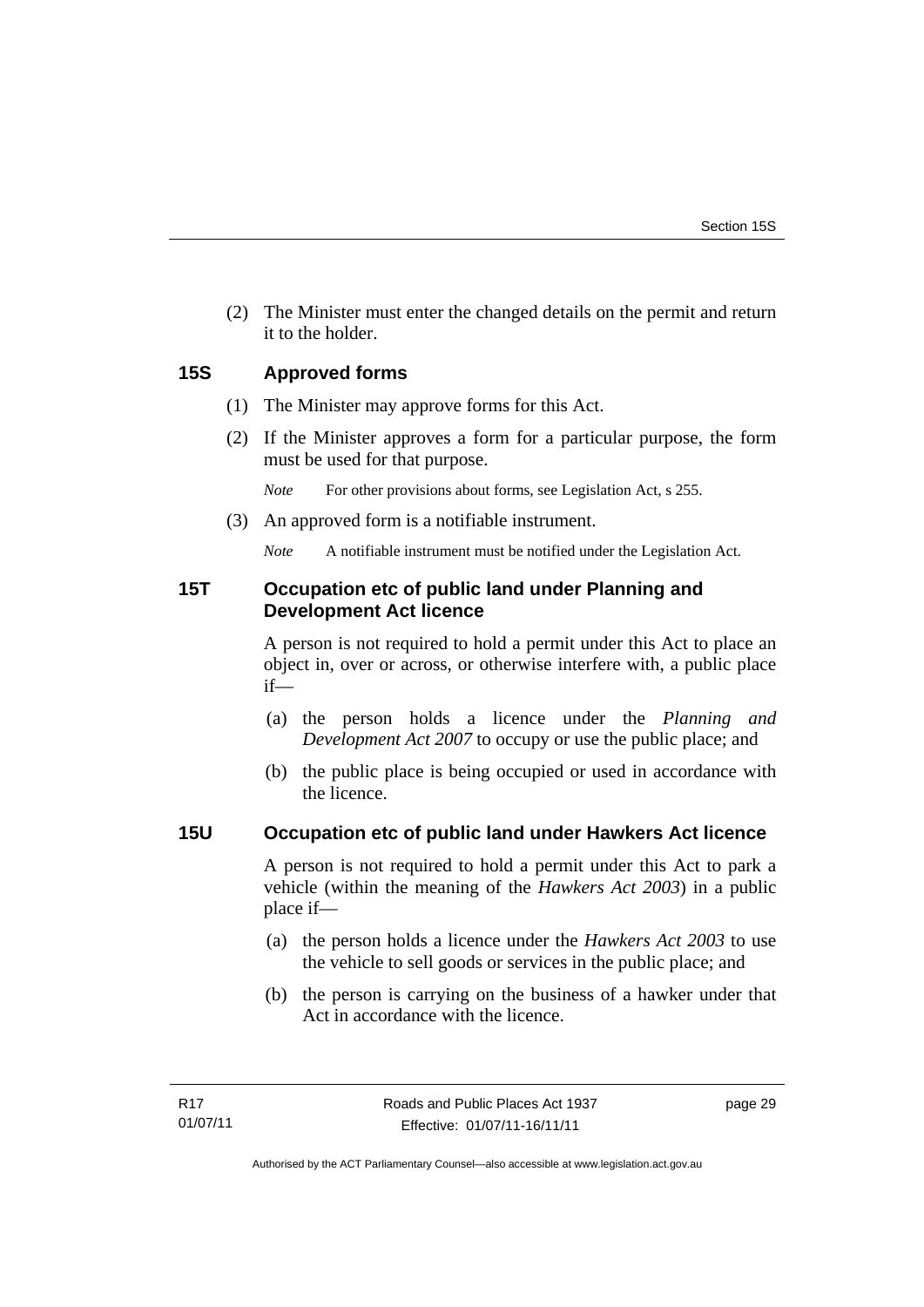(2) The Minister must enter the changed details on the permit and return it to the holder.

### 15S Approved forms

(1) The Minister may approve forms for this Act.

(2) If the Minister approves a form for a particular purpose, the form must be used for that purpose.

*Note* For other provisions about forms, see Legislation Act, s 255.

(3) An approved form is a notifiable instrument.

*Note* A notifiable instrument must be notified under the Legislation Act.

### 15T Occupation etc of public land under Planning and Development Act licence

A person is not required to hold a permit under this Act to place an object in, over or across, or otherwise interfere with, a public place if—

(a) the person holds a licence under the *Planning and Development Act 2007* to occupy or use the public place; and

(b) the public place is being occupied or used in accordance with the licence.

### 15U Occupation etc of public land under Hawkers Act licence

A person is not required to hold a permit under this Act to park a vehicle (within the meaning of the *Hawkers Act 2003*) in a public place if—

(a) the person holds a licence under the *Hawkers Act 2003* to use the vehicle to sell goods or services in the public place; and

(b) the person is carrying on the business of a hawker under that Act in accordance with the licence.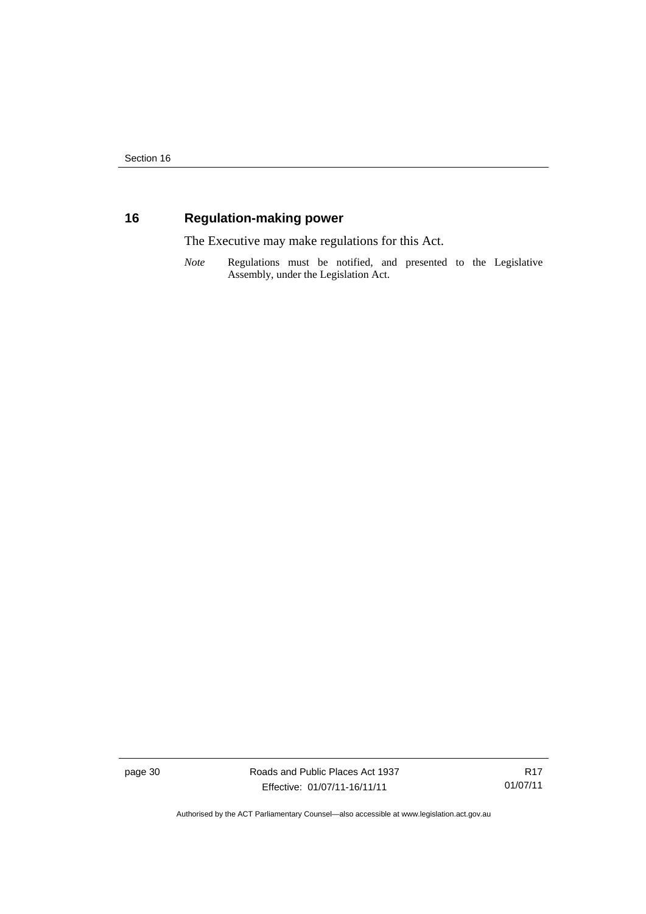## 16 Regulation-making power

The Executive may make regulations for this Act.

*Note* Regulations must be notified, and presented to the Legislative Assembly, under the Legislation Act.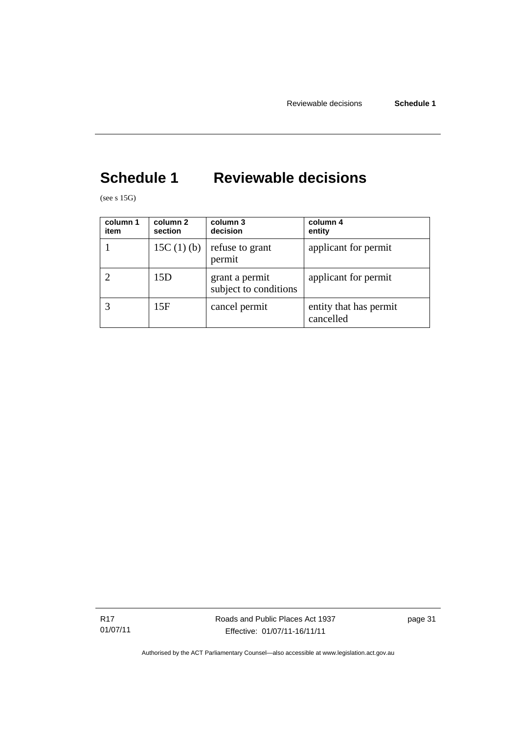# Schedule 1 Reviewable decisions

(see s 15G)

| column 1 item | column 2 section | column 3 decision | column 4 entity |
|---|---|---|---|
| 1 | 15C (1) (b) | refuse to grant permit | applicant for permit |
| 2 | 15D | grant a permit subject to conditions | applicant for permit |
| 3 | 15F | cancel permit | entity that has permit cancelled |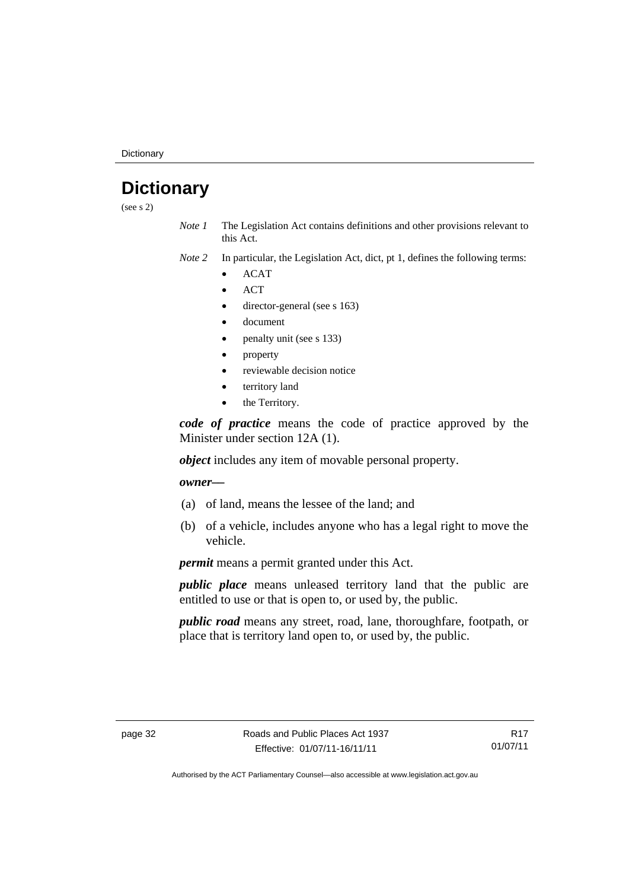# Dictionary

(see s 2)

*Note 1* The Legislation Act contains definitions and other provisions relevant to this Act.

*Note 2* In particular, the Legislation Act, dict, pt 1, defines the following terms:

- ACAT
- ACT
- director-general (see s 163)
- document
- penalty unit (see s 133)
- property
- reviewable decision notice
- territory land
- the Territory.

***code of practice*** means the code of practice approved by the Minister under section 12A (1).

***object*** includes any item of movable personal property.

***owner*****—**

(a) of land, means the lessee of the land; and

(b) of a vehicle, includes anyone who has a legal right to move the vehicle.

***permit*** means a permit granted under this Act.

***public place*** means unleased territory land that the public are entitled to use or that is open to, or used by, the public.

***public road*** means any street, road, lane, thoroughfare, footpath, or place that is territory land open to, or used by, the public.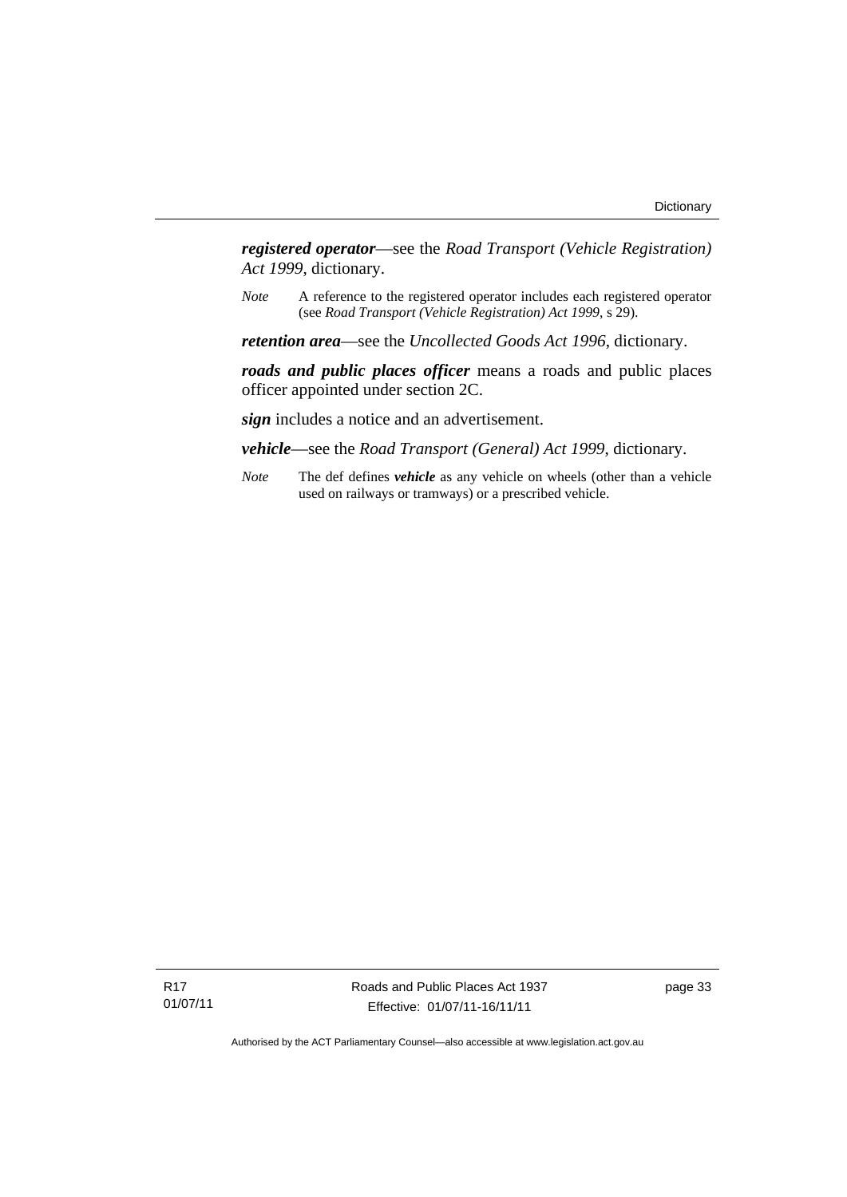***registered operator***—see the *Road Transport (Vehicle Registration) Act 1999*, dictionary.

*Note* A reference to the registered operator includes each registered operator (see *Road Transport (Vehicle Registration) Act 1999*, s 29).

***retention area***—see the *Uncollected Goods Act 1996*, dictionary.

***roads and public places officer*** means a roads and public places officer appointed under section 2C.

***sign*** includes a notice and an advertisement.

***vehicle***—see the *Road Transport (General) Act 1999*, dictionary.

*Note* The def defines ***vehicle*** as any vehicle on wheels (other than a vehicle used on railways or tramways) or a prescribed vehicle.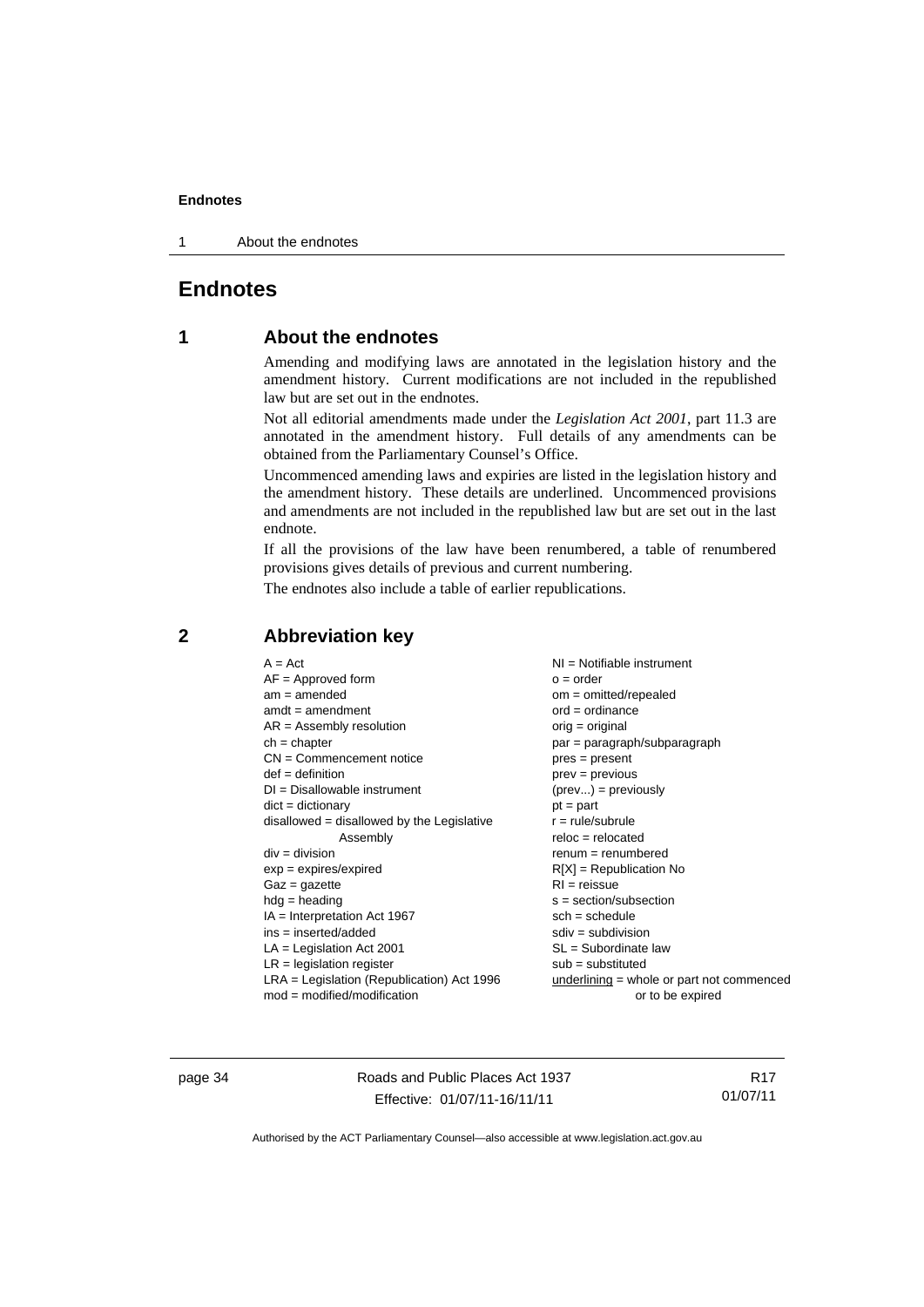# Endnotes

## 1 About the endnotes

Amending and modifying laws are annotated in the legislation history and the amendment history. Current modifications are not included in the republished law but are set out in the endnotes.

Not all editorial amendments made under the *Legislation Act 2001*, part 11.3 are annotated in the amendment history. Full details of any amendments can be obtained from the Parliamentary Counsel's Office.

Uncommenced amending laws and expiries are listed in the legislation history and the amendment history. These details are underlined. Uncommenced provisions and amendments are not included in the republished law but are set out in the last endnote.

If all the provisions of the law have been renumbered, a table of renumbered provisions gives details of previous and current numbering.

The endnotes also include a table of earlier republications.

## 2 Abbreviation key

A = Act
AF = Approved form
am = amended
amdt = amendment
AR = Assembly resolution
ch = chapter
CN = Commencement notice
def = definition
DI = Disallowable instrument
dict = dictionary
disallowed = disallowed by the Legislative Assembly
div = division
exp = expires/expired
Gaz = gazette
hdg = heading
IA = Interpretation Act 1967
ins = inserted/added
LA = Legislation Act 2001
LR = legislation register
LRA = Legislation (Republication) Act 1996
mod = modified/modification
NI = Notifiable instrument
o = order
om = omitted/repealed
ord = ordinance
orig = original
par = paragraph/subparagraph
pres = present
prev = previous
(prev...) = previously
pt = part
r = rule/subrule
reloc = relocated
renum = renumbered
R[X] = Republication No
RI = reissue
s = section/subsection
sch = schedule
sdiv = subdivision
SL = Subordinate law
sub = substituted
underlining = whole or part not commenced or to be expired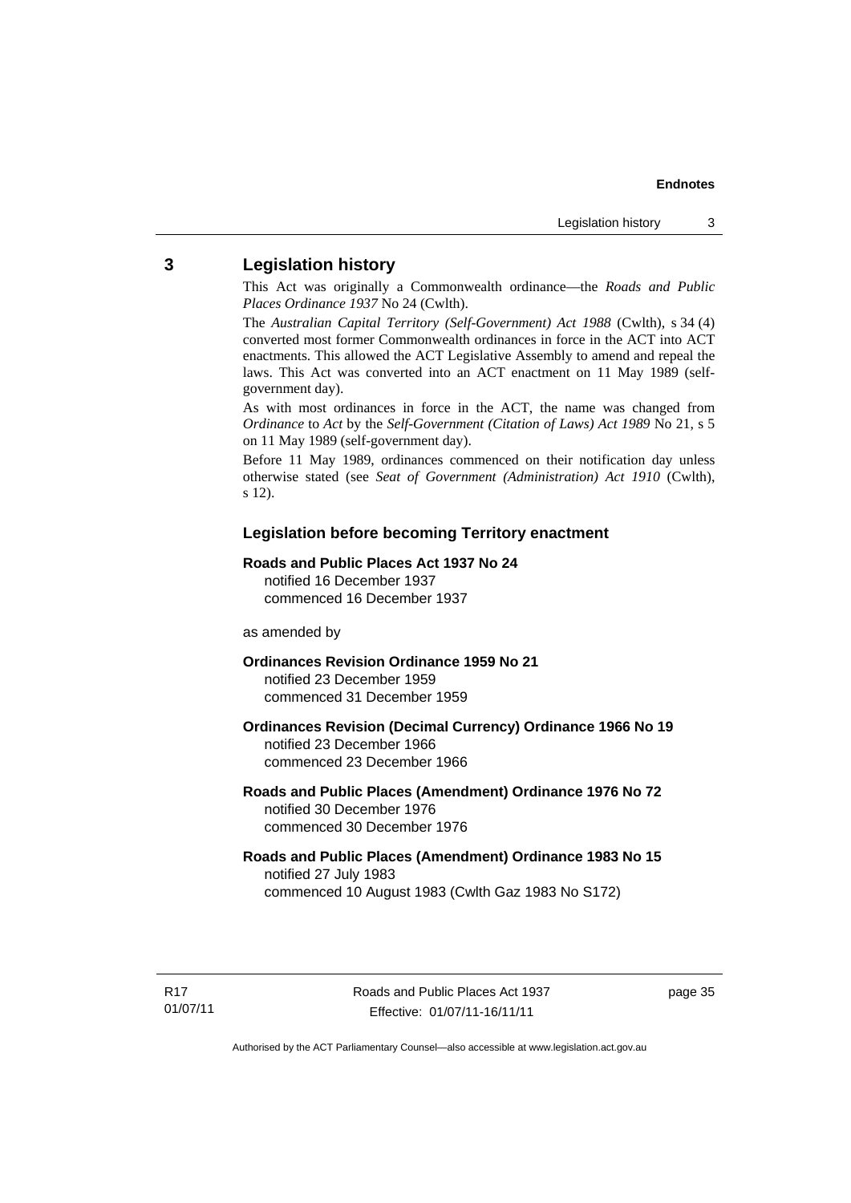## 3 Legislation history

This Act was originally a Commonwealth ordinance—the *Roads and Public Places Ordinance 1937* No 24 (Cwlth).

The *Australian Capital Territory (Self-Government) Act 1988* (Cwlth), s 34 (4) converted most former Commonwealth ordinances in force in the ACT into ACT enactments. This allowed the ACT Legislative Assembly to amend and repeal the laws. This Act was converted into an ACT enactment on 11 May 1989 (self-government day).

As with most ordinances in force in the ACT, the name was changed from *Ordinance* to *Act* by the *Self-Government (Citation of Laws) Act 1989* No 21, s 5 on 11 May 1989 (self-government day).

Before 11 May 1989, ordinances commenced on their notification day unless otherwise stated (see *Seat of Government (Administration) Act 1910* (Cwlth), s 12).

### Legislation before becoming Territory enactment

**Roads and Public Places Act 1937 No 24**
notified 16 December 1937
commenced 16 December 1937

as amended by

**Ordinances Revision Ordinance 1959 No 21**
notified 23 December 1959
commenced 31 December 1959

**Ordinances Revision (Decimal Currency) Ordinance 1966 No 19**
notified 23 December 1966
commenced 23 December 1966

**Roads and Public Places (Amendment) Ordinance 1976 No 72**
notified 30 December 1976
commenced 30 December 1976

**Roads and Public Places (Amendment) Ordinance 1983 No 15**
notified 27 July 1983
commenced 10 August 1983 (Cwlth Gaz 1983 No S172)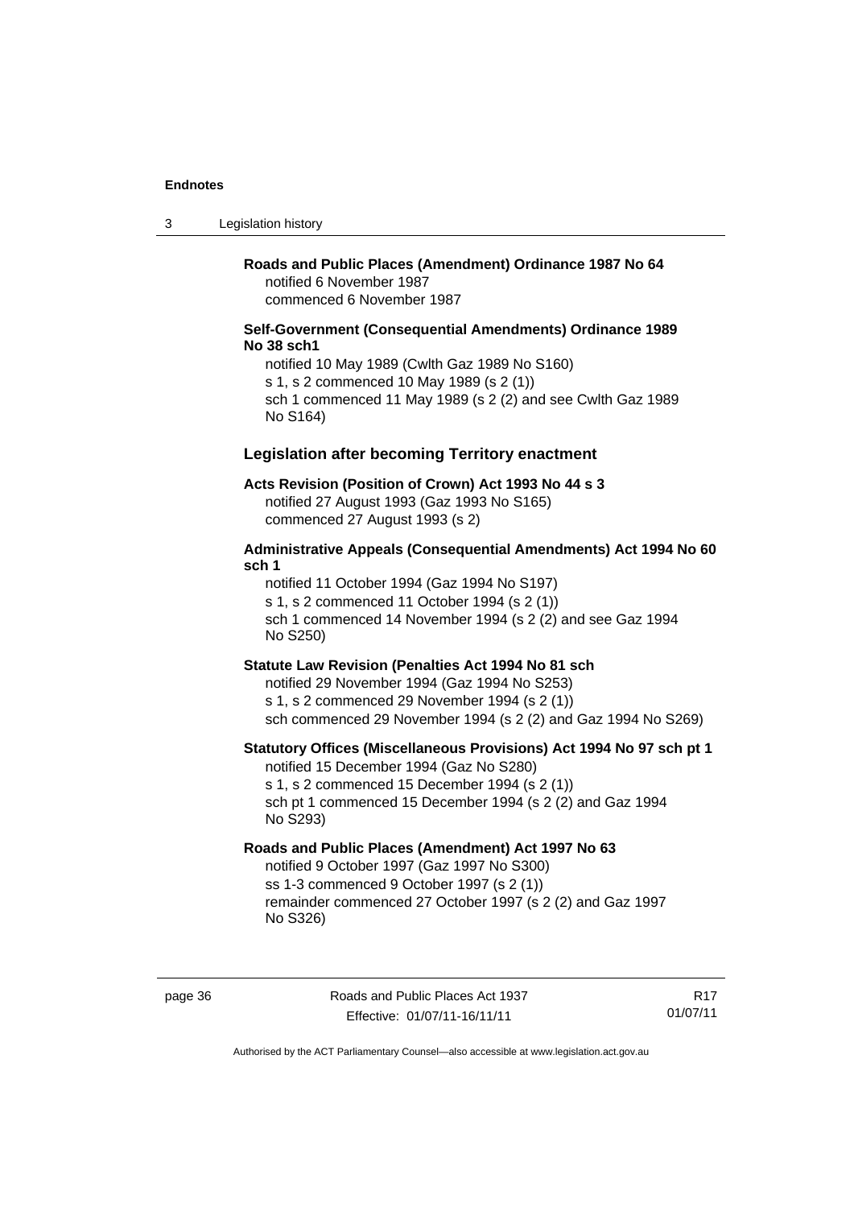**Roads and Public Places (Amendment) Ordinance 1987 No 64**
notified 6 November 1987
commenced 6 November 1987

**Self-Government (Consequential Amendments) Ordinance 1989 No 38 sch1**
notified 10 May 1989 (Cwlth Gaz 1989 No S160)
s 1, s 2 commenced 10 May 1989 (s 2 (1))
sch 1 commenced 11 May 1989 (s 2 (2) and see Cwlth Gaz 1989 No S164)

### Legislation after becoming Territory enactment

**Acts Revision (Position of Crown) Act 1993 No 44 s 3**
notified 27 August 1993 (Gaz 1993 No S165)
commenced 27 August 1993 (s 2)

**Administrative Appeals (Consequential Amendments) Act 1994 No 60 sch 1**
notified 11 October 1994 (Gaz 1994 No S197)
s 1, s 2 commenced 11 October 1994 (s 2 (1))
sch 1 commenced 14 November 1994 (s 2 (2) and see Gaz 1994 No S250)

**Statute Law Revision (Penalties Act 1994 No 81 sch**
notified 29 November 1994 (Gaz 1994 No S253)
s 1, s 2 commenced 29 November 1994 (s 2 (1))
sch commenced 29 November 1994 (s 2 (2) and Gaz 1994 No S269)

**Statutory Offices (Miscellaneous Provisions) Act 1994 No 97 sch pt 1**
notified 15 December 1994 (Gaz No S280)
s 1, s 2 commenced 15 December 1994 (s 2 (1))
sch pt 1 commenced 15 December 1994 (s 2 (2) and Gaz 1994 No S293)

**Roads and Public Places (Amendment) Act 1997 No 63**
notified 9 October 1997 (Gaz 1997 No S300)
ss 1-3 commenced 9 October 1997 (s 2 (1))
remainder commenced 27 October 1997 (s 2 (2) and Gaz 1997 No S326)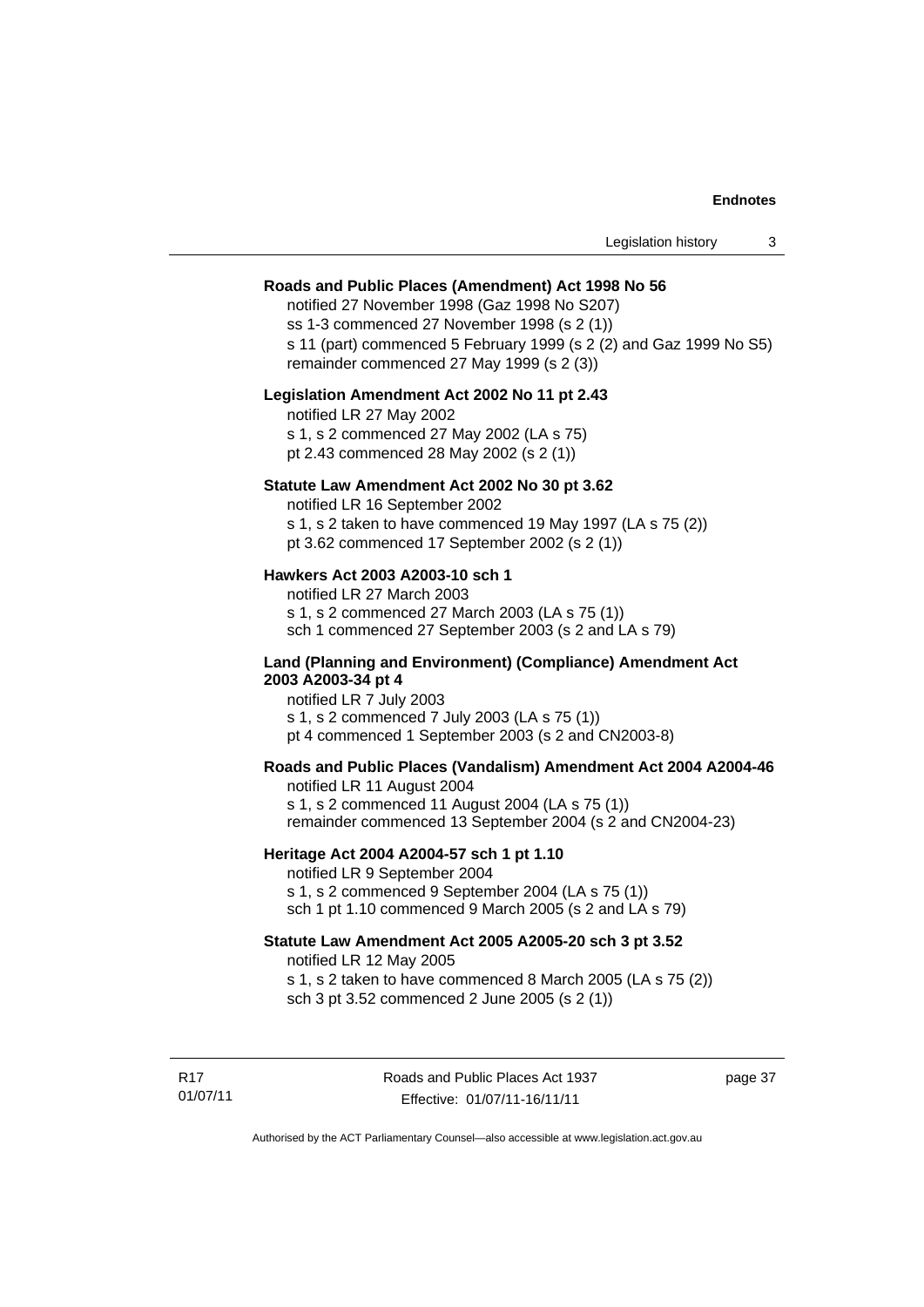**Roads and Public Places (Amendment) Act 1998 No 56**

notified 27 November 1998 (Gaz 1998 No S207)
ss 1-3 commenced 27 November 1998 (s 2 (1))
s 11 (part) commenced 5 February 1999 (s 2 (2) and Gaz 1999 No S5)
remainder commenced 27 May 1999 (s 2 (3))

**Legislation Amendment Act 2002 No 11 pt 2.43**

notified LR 27 May 2002
s 1, s 2 commenced 27 May 2002 (LA s 75)
pt 2.43 commenced 28 May 2002 (s 2 (1))

**Statute Law Amendment Act 2002 No 30 pt 3.62**

notified LR 16 September 2002
s 1, s 2 taken to have commenced 19 May 1997 (LA s 75 (2))
pt 3.62 commenced 17 September 2002 (s 2 (1))

**Hawkers Act 2003 A2003-10 sch 1**

notified LR 27 March 2003
s 1, s 2 commenced 27 March 2003 (LA s 75 (1))
sch 1 commenced 27 September 2003 (s 2 and LA s 79)

**Land (Planning and Environment) (Compliance) Amendment Act 2003 A2003-34 pt 4**

notified LR 7 July 2003
s 1, s 2 commenced 7 July 2003 (LA s 75 (1))
pt 4 commenced 1 September 2003 (s 2 and CN2003-8)

**Roads and Public Places (Vandalism) Amendment Act 2004 A2004-46**

notified LR 11 August 2004
s 1, s 2 commenced 11 August 2004 (LA s 75 (1))
remainder commenced 13 September 2004 (s 2 and CN2004-23)

**Heritage Act 2004 A2004-57 sch 1 pt 1.10**

notified LR 9 September 2004
s 1, s 2 commenced 9 September 2004 (LA s 75 (1))
sch 1 pt 1.10 commenced 9 March 2005 (s 2 and LA s 79)

**Statute Law Amendment Act 2005 A2005-20 sch 3 pt 3.52**

notified LR 12 May 2005
s 1, s 2 taken to have commenced 8 March 2005 (LA s 75 (2))
sch 3 pt 3.52 commenced 2 June 2005 (s 2 (1))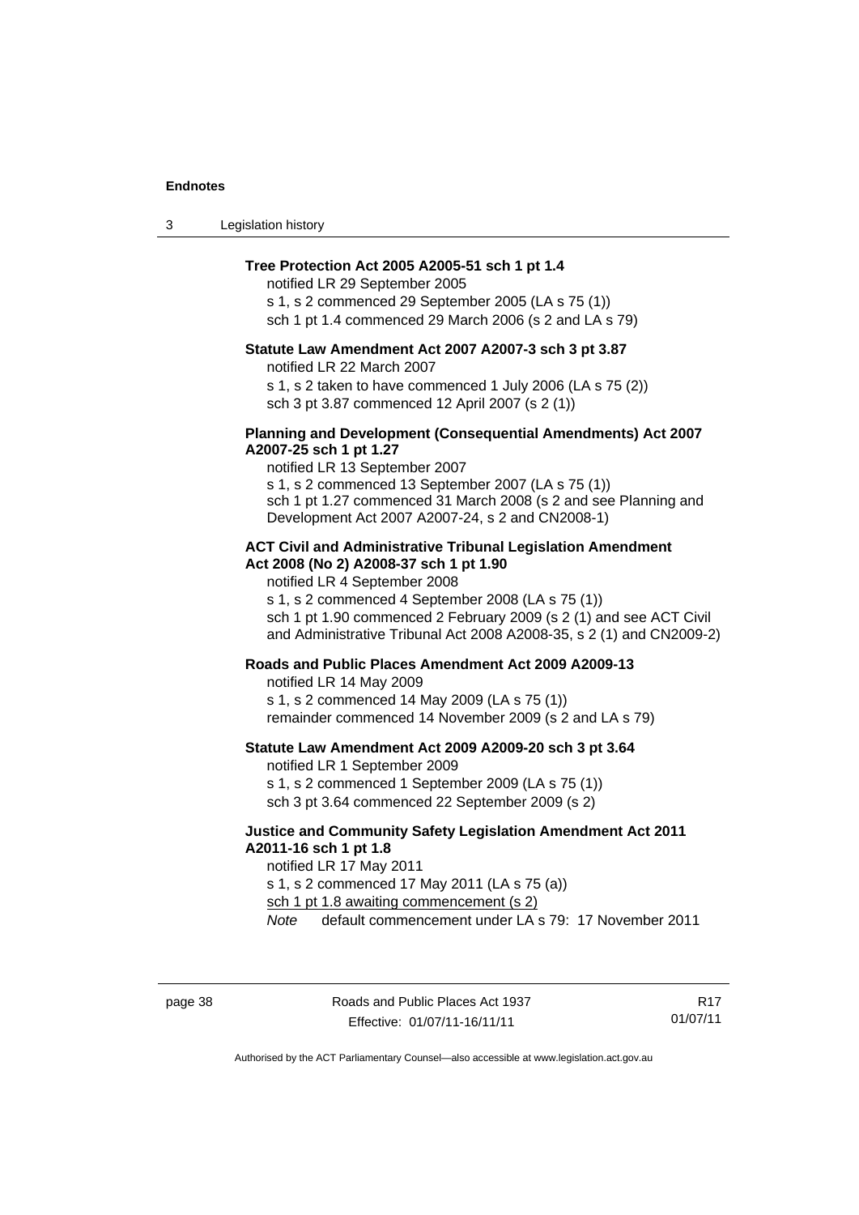**Tree Protection Act 2005 A2005-51 sch 1 pt 1.4**

notified LR 29 September 2005

s 1, s 2 commenced 29 September 2005 (LA s 75 (1))

sch 1 pt 1.4 commenced 29 March 2006 (s 2 and LA s 79)

**Statute Law Amendment Act 2007 A2007-3 sch 3 pt 3.87**

notified LR 22 March 2007

s 1, s 2 taken to have commenced 1 July 2006 (LA s 75 (2))

sch 3 pt 3.87 commenced 12 April 2007 (s 2 (1))

**Planning and Development (Consequential Amendments) Act 2007 A2007-25 sch 1 pt 1.27**

notified LR 13 September 2007

s 1, s 2 commenced 13 September 2007 (LA s 75 (1))

sch 1 pt 1.27 commenced 31 March 2008 (s 2 and see Planning and Development Act 2007 A2007-24, s 2 and CN2008-1)

**ACT Civil and Administrative Tribunal Legislation Amendment Act 2008 (No 2) A2008-37 sch 1 pt 1.90**

notified LR 4 September 2008

s 1, s 2 commenced 4 September 2008 (LA s 75 (1))

sch 1 pt 1.90 commenced 2 February 2009 (s 2 (1) and see ACT Civil and Administrative Tribunal Act 2008 A2008-35, s 2 (1) and CN2009-2)

**Roads and Public Places Amendment Act 2009 A2009-13**

notified LR 14 May 2009

s 1, s 2 commenced 14 May 2009 (LA s 75 (1))

remainder commenced 14 November 2009 (s 2 and LA s 79)

**Statute Law Amendment Act 2009 A2009-20 sch 3 pt 3.64**

notified LR 1 September 2009

s 1, s 2 commenced 1 September 2009 (LA s 75 (1))

sch 3 pt 3.64 commenced 22 September 2009 (s 2)

**Justice and Community Safety Legislation Amendment Act 2011 A2011-16 sch 1 pt 1.8**

notified LR 17 May 2011

s 1, s 2 commenced 17 May 2011 (LA s 75 (a))

sch 1 pt 1.8 awaiting commencement (s 2)

*Note* default commencement under LA s 79: 17 November 2011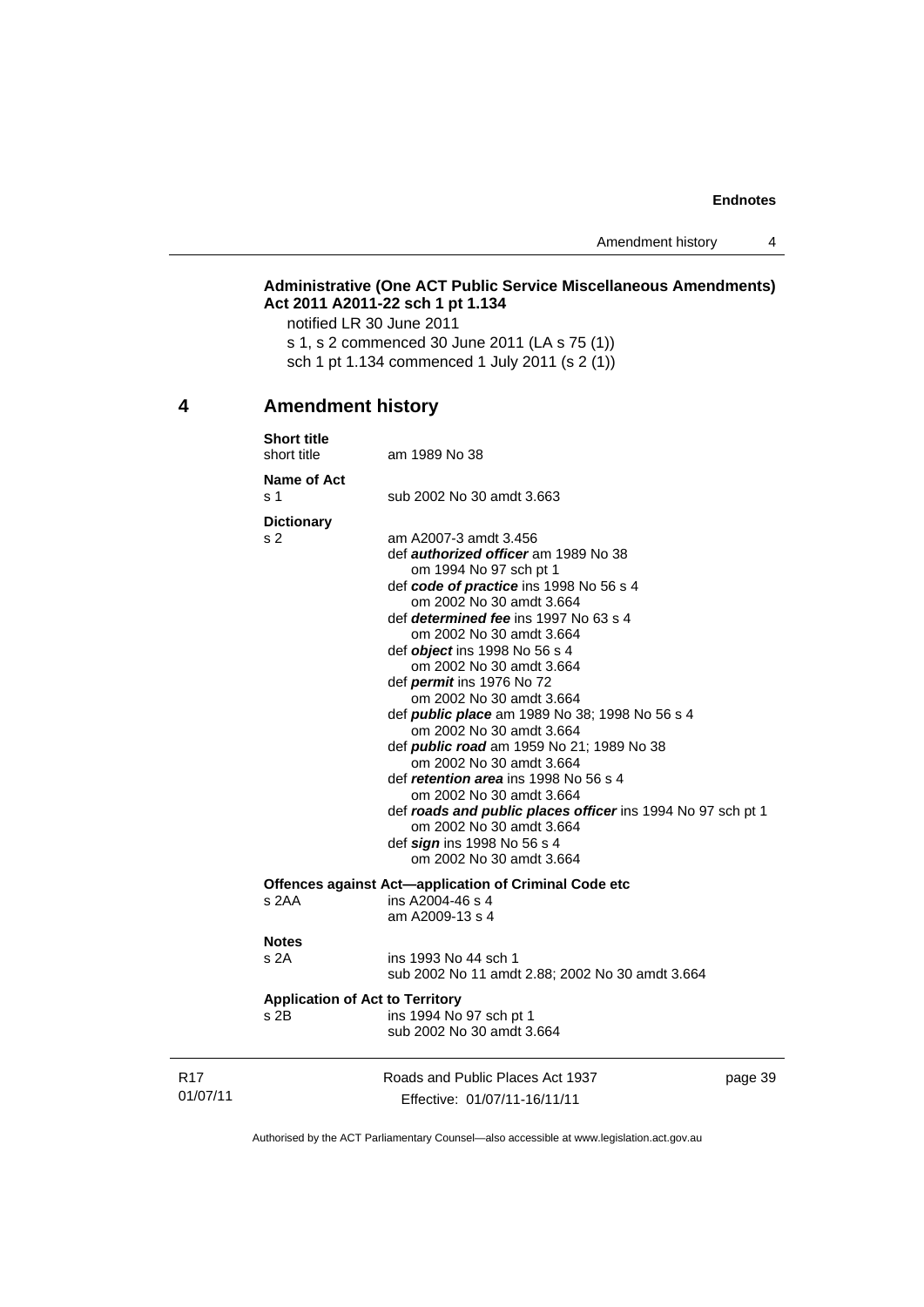**Administrative (One ACT Public Service Miscellaneous Amendments) Act 2011 A2011-22 sch 1 pt 1.134**

notified LR 30 June 2011

s 1, s 2 commenced 30 June 2011 (LA s 75 (1))

sch 1 pt 1.134 commenced 1 July 2011 (s 2 (1))

## 4 Amendment history

**Short title**

short title — am 1989 No 38

**Name of Act**

s 1 — sub 2002 No 30 amdt 3.663

**Dictionary**

s 2 — am A2007-3 amdt 3.456

def ***authorized officer*** am 1989 No 38
om 1994 No 97 sch pt 1

def ***code of practice*** ins 1998 No 56 s 4
om 2002 No 30 amdt 3.664

def ***determined fee*** ins 1997 No 63 s 4
om 2002 No 30 amdt 3.664

def ***object*** ins 1998 No 56 s 4
om 2002 No 30 amdt 3.664

def ***permit*** ins 1976 No 72
om 2002 No 30 amdt 3.664

def ***public place*** am 1989 No 38; 1998 No 56 s 4
om 2002 No 30 amdt 3.664

def ***public road*** am 1959 No 21; 1989 No 38
om 2002 No 30 amdt 3.664

def ***retention area*** ins 1998 No 56 s 4
om 2002 No 30 amdt 3.664

def ***roads and public places officer*** ins 1994 No 97 sch pt 1
om 2002 No 30 amdt 3.664

def ***sign*** ins 1998 No 56 s 4
om 2002 No 30 amdt 3.664

**Offences against Act—application of Criminal Code etc**

s 2AA — ins A2004-46 s 4
am A2009-13 s 4

**Notes**

s 2A — ins 1993 No 44 sch 1
sub 2002 No 11 amdt 2.88; 2002 No 30 amdt 3.664

**Application of Act to Territory**

s 2B — ins 1994 No 97 sch pt 1
sub 2002 No 30 amdt 3.664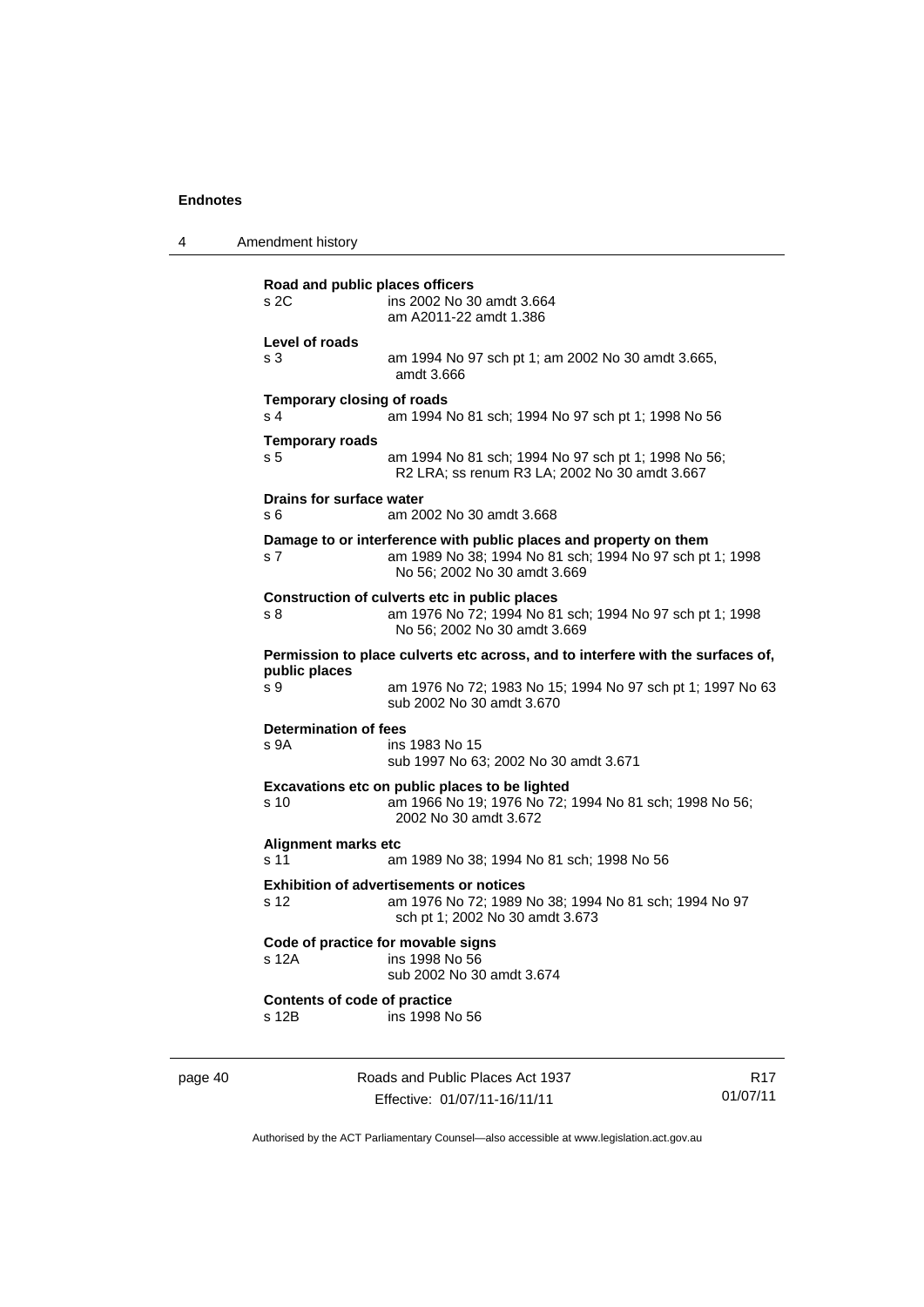**Road and public places officers**

s 2C ins 2002 No 30 amdt 3.664
am A2011-22 amdt 1.386

**Level of roads**

s 3 am 1994 No 97 sch pt 1; am 2002 No 30 amdt 3.665, amdt 3.666

**Temporary closing of roads**

s 4 am 1994 No 81 sch; 1994 No 97 sch pt 1; 1998 No 56

**Temporary roads**

s 5 am 1994 No 81 sch; 1994 No 97 sch pt 1; 1998 No 56; R2 LRA; ss renum R3 LA; 2002 No 30 amdt 3.667

**Drains for surface water**

s 6 am 2002 No 30 amdt 3.668

**Damage to or interference with public places and property on them**

s 7 am 1989 No 38; 1994 No 81 sch; 1994 No 97 sch pt 1; 1998 No 56; 2002 No 30 amdt 3.669

**Construction of culverts etc in public places**

s 8 am 1976 No 72; 1994 No 81 sch; 1994 No 97 sch pt 1; 1998 No 56; 2002 No 30 amdt 3.669

**Permission to place culverts etc across, and to interfere with the surfaces of, public places**

s 9 am 1976 No 72; 1983 No 15; 1994 No 97 sch pt 1; 1997 No 63
sub 2002 No 30 amdt 3.670

**Determination of fees**

s 9A ins 1983 No 15
sub 1997 No 63; 2002 No 30 amdt 3.671

**Excavations etc on public places to be lighted**

s 10 am 1966 No 19; 1976 No 72; 1994 No 81 sch; 1998 No 56; 2002 No 30 amdt 3.672

**Alignment marks etc**

s 11 am 1989 No 38; 1994 No 81 sch; 1998 No 56

**Exhibition of advertisements or notices**

s 12 am 1976 No 72; 1989 No 38; 1994 No 81 sch; 1994 No 97 sch pt 1; 2002 No 30 amdt 3.673

**Code of practice for movable signs**

s 12A ins 1998 No 56
sub 2002 No 30 amdt 3.674

**Contents of code of practice**

s 12B ins 1998 No 56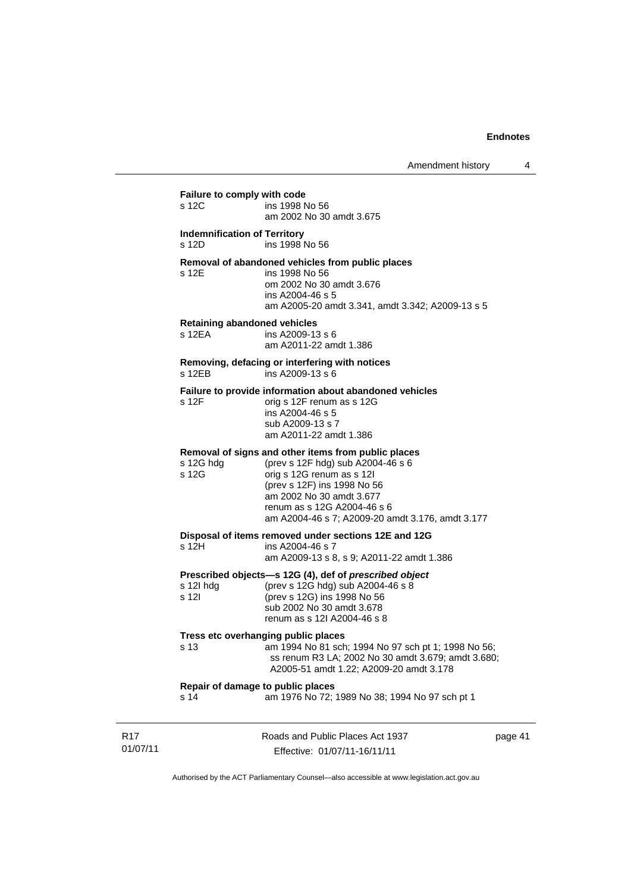**Failure to comply with code**

s 12C ins 1998 No 56
am 2002 No 30 amdt 3.675

**Indemnification of Territory**

s 12D ins 1998 No 56

**Removal of abandoned vehicles from public places**

s 12E ins 1998 No 56
om 2002 No 30 amdt 3.676
ins A2004-46 s 5
am A2005-20 amdt 3.341, amdt 3.342; A2009-13 s 5

**Retaining abandoned vehicles**

s 12EA ins A2009-13 s 6
am A2011-22 amdt 1.386

**Removing, defacing or interfering with notices**

s 12EB ins A2009-13 s 6

**Failure to provide information about abandoned vehicles**

s 12F orig s 12F renum as s 12G
ins A2004-46 s 5
sub A2009-13 s 7
am A2011-22 amdt 1.386

**Removal of signs and other items from public places**

s 12G hdg (prev s 12F hdg) sub A2004-46 s 6
s 12G orig s 12G renum as s 12I
(prev s 12F) ins 1998 No 56
am 2002 No 30 amdt 3.677
renum as s 12G A2004-46 s 6
am A2004-46 s 7; A2009-20 amdt 3.176, amdt 3.177

**Disposal of items removed under sections 12E and 12G**

s 12H ins A2004-46 s 7
am A2009-13 s 8, s 9; A2011-22 amdt 1.386

**Prescribed objects—s 12G (4), def of *prescribed object***

s 12I hdg (prev s 12G hdg) sub A2004-46 s 8
s 12I (prev s 12G) ins 1998 No 56
sub 2002 No 30 amdt 3.678
renum as s 12I A2004-46 s 8

**Tress etc overhanging public places**

s 13 am 1994 No 81 sch; 1994 No 97 sch pt 1; 1998 No 56;
ss renum R3 LA; 2002 No 30 amdt 3.679; amdt 3.680;
A2005-51 amdt 1.22; A2009-20 amdt 3.178

**Repair of damage to public places**

s 14 am 1976 No 72; 1989 No 38; 1994 No 97 sch pt 1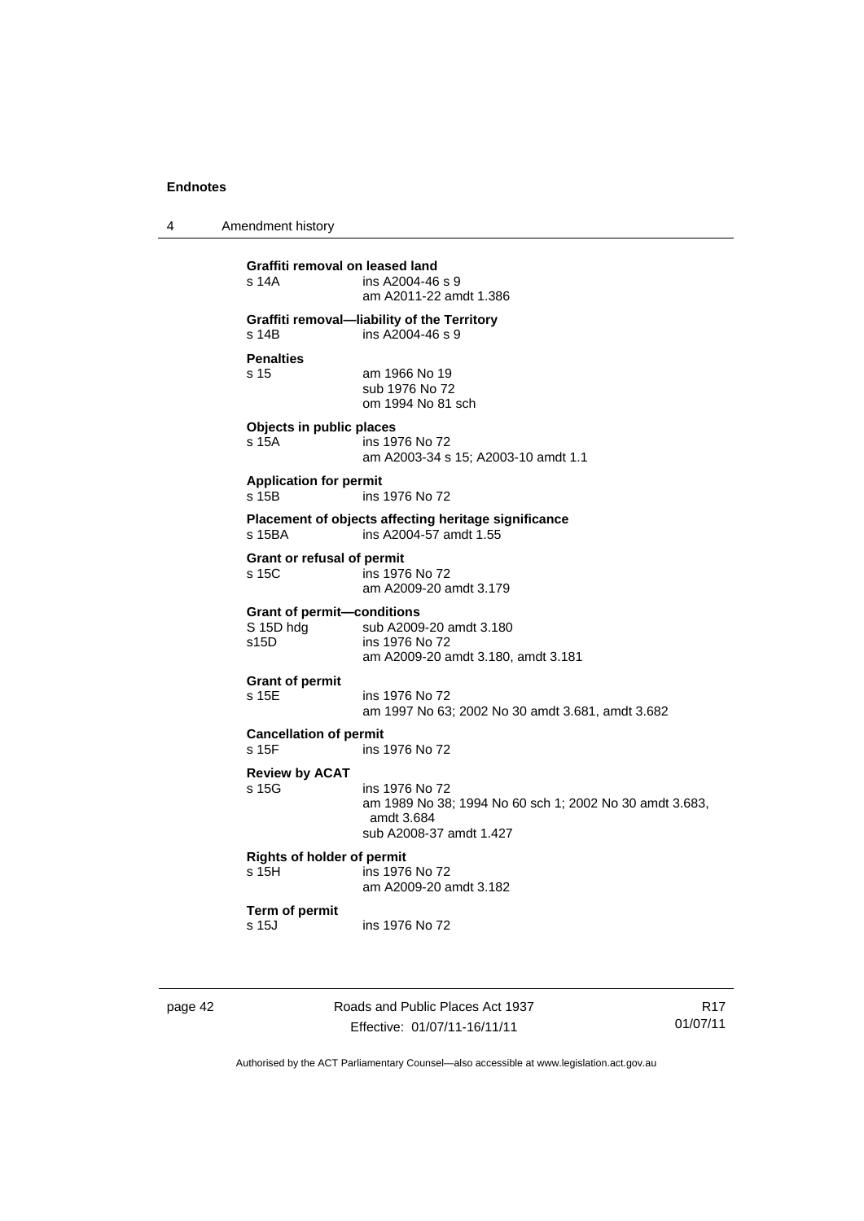**Graffiti removal on leased land**
s 14A ins A2004-46 s 9
am A2011-22 amdt 1.386

**Graffiti removal—liability of the Territory**
s 14B ins A2004-46 s 9

**Penalties**
s 15 am 1966 No 19
sub 1976 No 72
om 1994 No 81 sch

**Objects in public places**
s 15A ins 1976 No 72
am A2003-34 s 15; A2003-10 amdt 1.1

**Application for permit**
s 15B ins 1976 No 72

**Placement of objects affecting heritage significance**
s 15BA ins A2004-57 amdt 1.55

**Grant or refusal of permit**
s 15C ins 1976 No 72
am A2009-20 amdt 3.179

**Grant of permit—conditions**
S 15D hdg sub A2009-20 amdt 3.180
s15D ins 1976 No 72
am A2009-20 amdt 3.180, amdt 3.181

**Grant of permit**
s 15E ins 1976 No 72
am 1997 No 63; 2002 No 30 amdt 3.681, amdt 3.682

**Cancellation of permit**
s 15F ins 1976 No 72

**Review by ACAT**
s 15G ins 1976 No 72
am 1989 No 38; 1994 No 60 sch 1; 2002 No 30 amdt 3.683, amdt 3.684
sub A2008-37 amdt 1.427

**Rights of holder of permit**
s 15H ins 1976 No 72
am A2009-20 amdt 3.182

**Term of permit**
s 15J ins 1976 No 72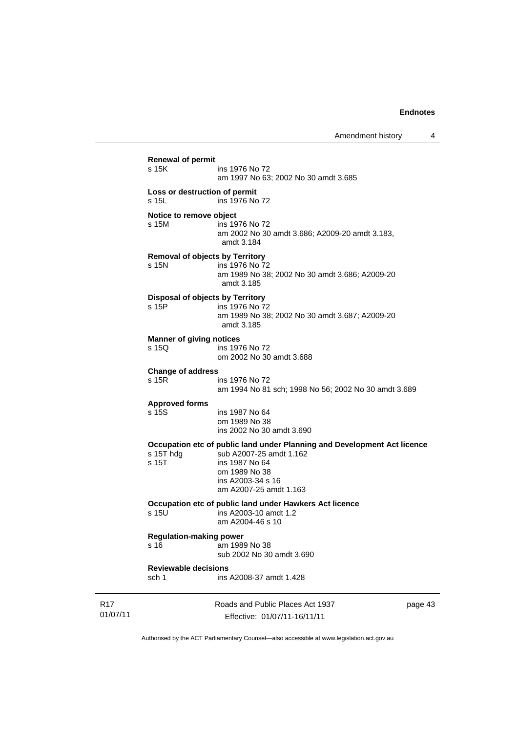**Renewal of permit**

s 15K ins 1976 No 72
am 1997 No 63; 2002 No 30 amdt 3.685

**Loss or destruction of permit**

s 15L ins 1976 No 72

**Notice to remove object**

s 15M ins 1976 No 72
am 2002 No 30 amdt 3.686; A2009-20 amdt 3.183, amdt 3.184

**Removal of objects by Territory**

s 15N ins 1976 No 72
am 1989 No 38; 2002 No 30 amdt 3.686; A2009-20 amdt 3.185

**Disposal of objects by Territory**

s 15P ins 1976 No 72
am 1989 No 38; 2002 No 30 amdt 3.687; A2009-20 amdt 3.185

**Manner of giving notices**

s 15Q ins 1976 No 72
om 2002 No 30 amdt 3.688

**Change of address**

s 15R ins 1976 No 72
am 1994 No 81 sch; 1998 No 56; 2002 No 30 amdt 3.689

**Approved forms**

s 15S ins 1987 No 64
om 1989 No 38
ins 2002 No 30 amdt 3.690

**Occupation etc of public land under Planning and Development Act licence**

s 15T hdg sub A2007-25 amdt 1.162
s 15T ins 1987 No 64
om 1989 No 38
ins A2003-34 s 16
am A2007-25 amdt 1.163

**Occupation etc of public land under Hawkers Act licence**

s 15U ins A2003-10 amdt 1.2
am A2004-46 s 10

**Regulation-making power**

s 16 am 1989 No 38
sub 2002 No 30 amdt 3.690

**Reviewable decisions**

sch 1 ins A2008-37 amdt 1.428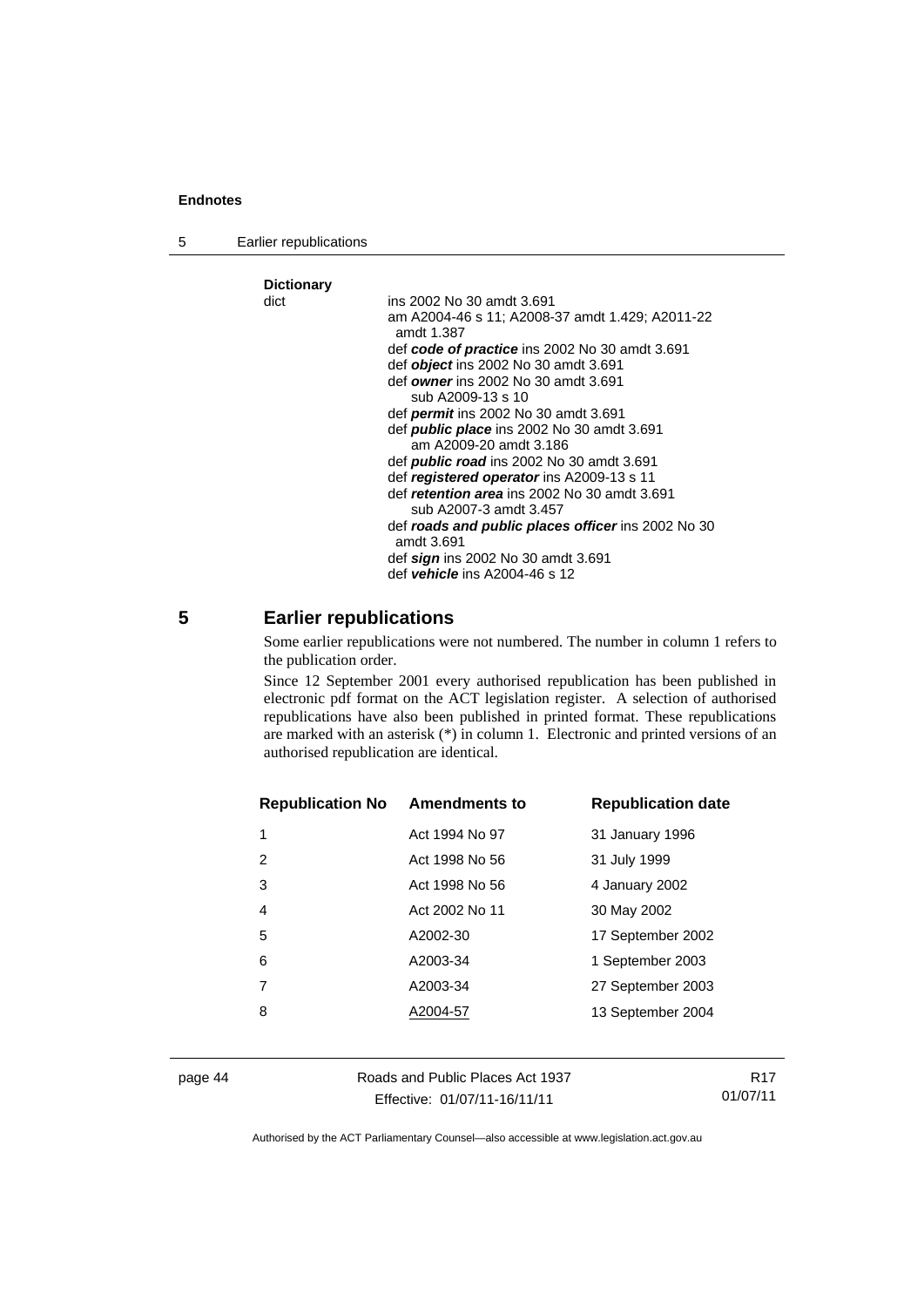**Dictionary**

dict ins 2002 No 30 amdt 3.691
am A2004-46 s 11; A2008-37 amdt 1.429; A2011-22 amdt 1.387
def ***code of practice*** ins 2002 No 30 amdt 3.691
def ***object*** ins 2002 No 30 amdt 3.691
def ***owner*** ins 2002 No 30 amdt 3.691
sub A2009-13 s 10
def ***permit*** ins 2002 No 30 amdt 3.691
def ***public place*** ins 2002 No 30 amdt 3.691
am A2009-20 amdt 3.186
def ***public road*** ins 2002 No 30 amdt 3.691
def ***registered operator*** ins A2009-13 s 11
def ***retention area*** ins 2002 No 30 amdt 3.691
sub A2007-3 amdt 3.457
def ***roads and public places officer*** ins 2002 No 30 amdt 3.691
def ***sign*** ins 2002 No 30 amdt 3.691
def ***vehicle*** ins A2004-46 s 12

## 5 Earlier republications

Some earlier republications were not numbered. The number in column 1 refers to the publication order.

Since 12 September 2001 every authorised republication has been published in electronic pdf format on the ACT legislation register. A selection of authorised republications have also been published in printed format. These republications are marked with an asterisk (*) in column 1. Electronic and printed versions of an authorised republication are identical.

| Republication No | Amendments to | Republication date |
|---|---|---|
| 1 | Act 1994 No 97 | 31 January 1996 |
| 2 | Act 1998 No 56 | 31 July 1999 |
| 3 | Act 1998 No 56 | 4 January 2002 |
| 4 | Act 2002 No 11 | 30 May 2002 |
| 5 | A2002-30 | 17 September 2002 |
| 6 | A2003-34 | 1 September 2003 |
| 7 | A2003-34 | 27 September 2003 |
| 8 | A2004-57 | 13 September 2004 |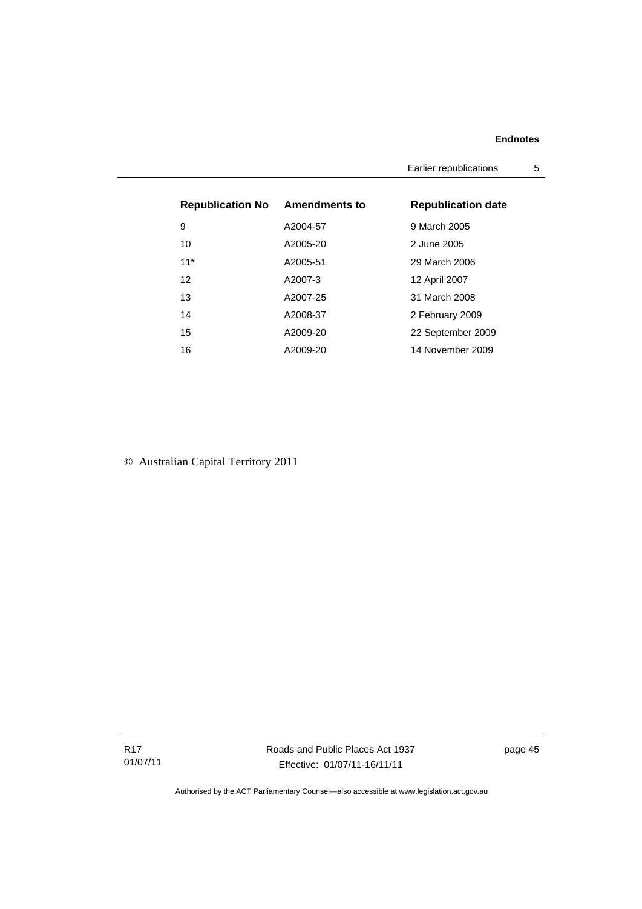| Republication No | Amendments to | Republication date |
| --- | --- | --- |
| 9 | A2004-57 | 9 March 2005 |
| 10 | A2005-20 | 2 June 2005 |
| 11* | A2005-51 | 29 March 2006 |
| 12 | A2007-3 | 12 April 2007 |
| 13 | A2007-25 | 31 March 2008 |
| 14 | A2008-37 | 2 February 2009 |
| 15 | A2009-20 | 22 September 2009 |
| 16 | A2009-20 | 14 November 2009 |

© Australian Capital Territory 2011